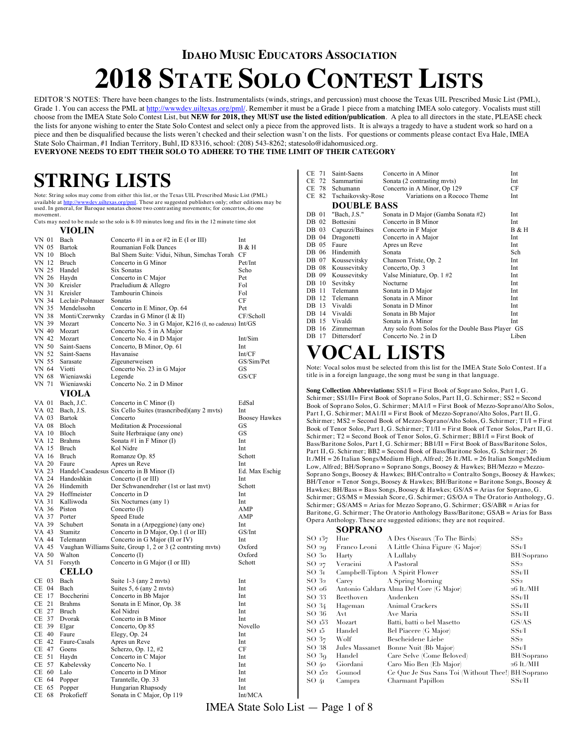# Idaho Music Educators Association

# 2018 State Solo Contest Lists

EDITOR'S NOTES: There have been changes to the lists. Instrumentalists (winds, strings, and percussion) must choose the Texas UIL Prescribed Music List (PML), Grade 1. You can access the PML at http://wwwdev.uiltexas.org/pml/. Remember it must be a Grade 1 piece from a matching IMEA solo category. Vocalists must still choose from the IMEA State Solo Contest List, but **NEW for 2018, they MUST use the listed edition/publication**. A plea to all directors in the state, PLEASE check the lists for anyone wishing to enter the State Solo Contest and select only a piece from the approved lists. It is always a tragedy to have a student work so hard on a piece and then be disqualified because the lists weren't checked and their selection wasn't on the lists. For questions or comments please contact Eva Hale, IMEA State Solo Chairman, #1 Indian Territory, Buhl, ID 83316, school: (208) 543-8262; statesolo@idahomusiced.org.

**EVERYONE NEEDS TO EDIT THEIR SOLO TO ADHERE TO THE TIME LIMIT OF THEIR CATEGORY**

# STRING LISTS

Note: String solos may come from either this list, or the Texas UIL Prescribed Music List (PML) available at http://wwwdev.uiltexas.org/pml. These are suggested publishers only; other editions may be used. In general, for Baroque sonatas choose two contrasting movements; for concertos, do one movement.

Cuts may need to be made so the solo is 8-10 minutes long and fits in the 12 minute time slot

## VIOLIN

| | | | |
|---|---|---|---|
| VN 01 | Bach | Concerto #1 in a or #2 in E (I or III) | Int |
| VN 05 | Bartok | Roumanian Folk Dances | B & H |
| VN 10 | Bloch | Bal Shem Suite: Vidui, Nihun, Simchas Torah | CF |
| VN 12 | Bruch | Concerto in G Minor | Pet/Int |
| VN 25 | Handel | Six Sonatas | Scho |
| VN 26 | Haydn | Concerto in C Major | Pet |
| VN 30 | Kreisler | Praeludium & Allegro | Fol |
| VN 31 | Kreisler | Tambourin Chinois | Fol |
| VN 34 | Leclair-Polnauer | Sonatas | CF |
| VN 35 | Mendelssohn | Concerto in E Minor, Op. 64 | Pet |
| VN 38 | Monti/Czerwnky | Czardas in G Minor (I & II) | CF/Scholl |
| VN 39 | Mozart | Concerto No. 3 in G Major, K216 (I, no cadenza) | Int/GS |
| VN 40 | Mozart | Concerto No. 5 in A Major | |
| VN 42 | Mozart | Concerto No. 4 in D Major | Int/Sim |
| VN 50 | Saint-Saens | Concerto, B Minor, Op. 61 | Int |
| VN 52 | Saint-Saens | Havanaise | Int/CF |
| VN 55 | Sarasate | Zigeunerweisen | GS/Sim/Pet |
| VN 64 | Viotti | Concerto No. 23 in G Major | GS |
| VN 68 | Wieniawski | Legende | GS/CF |
| VN 71 | Wieniawski | Concerto No. 2 in D Minor | |

## VIOLA

| | | | |
|---|---|---|---|
| VA 01 | Bach, J.C. | Concerto in C Minor (I) | EdSal |
| VA 02 | Bach, J.S. | Six Cello Suites (trasncribed)(any 2 mvts) | Int |
| VA 03 | Bartok | Concerto | Boosey Hawkes |
| VA 08 | Bloch | Meditation & Processional | GS |
| VA 10 | Bloch | Suite Herbraique (any one) | GS |
| VA 12 | Brahms | Sonata #1 in F Minor (I) | Int |
| VA 15 | Bruch | Kol Nidre | Int |
| VA 16 | Bruch | Romanze Op. 85 | Schott |
| VA 20 | Faure | Apres un Reve | Int |
| VA 23 | Handel-Casadesus | Concerto in B Minor (I) | Ed. Max Eschig |
| VA 24 | Handoshkin | Concerto (I or III) | Int |
| VA 26 | Hindemith | Der Schwanendreher (1st or last mvt) | Schott |
| VA 29 | Hoffmeister | Concerto in D | Int |
| VA 31 | Kalliwoda | Six Nocturnes (any 1) | Int |
| VA 36 | Piston | Concerto (I) | AMP |
| VA 37 | Porter | Speed Etude | AMP |
| VA 39 | Schubert | Sonata in a (Arpeggione) (any one) | Int |
| VA 43 | Stamitz | Concerto in D Major, Op.1 (I or III) | GS/Int |
| VA 44 | Telemann | Concerto in G Major (II or IV) | Int |
| VA 45 | Vaughan Williams | Suite, Group 1, 2 or 3 (2 contrsting mvts) | Oxford |
| VA 50 | Walton | Concerto (I) | Oxford |
| VA 51 | Forsyth | Concerto in G Major (I or III) | Schott |

## CELLO

| | | | |
|---|---|---|---|
| CE 03 | Bach | Suite 1-3 (any 2 mvts) | Int |
| CE 04 | Bach | Suites 5, 6 (any 2 mvts) | Int |
| CE 17 | Boccherini | Concerto in Bb Major | Int |
| CE 21 | Brahms | Sonata in E Minor, Op. 38 | Int |
| CE 27 | Bruch | Kol Nidrei | Int |
| CE 37 | Dvorak | Concerto in B Minor | Int |
| CE 39 | Elgar | Concerto, Op 85 | Novello |
| CE 40 | Faure | Elegy, Op. 24 | Int |
| CE 42 | Faure-Casals | Apres un Reve | Int |
| CE 47 | Goens | Scherzo, Op. 12, #2 | CF |
| CE 51 | Haydn | Concerto in C Major | Int |
| CE 57 | Kabelevsky | Concerto No. 1 | Int |
| CE 60 | Lalo | Concerto in D Minor | Int |
| CE 64 | Popper | Tarantelle, Op. 33 | Int |
| CE 65 | Popper | Hungarian Rhapsody | Int |
| CE 68 | Prokofieff | Sonata in C Major, Op 119 | Int/MCA |
| CE 71 | Saint-Saens | Concerto in A Minor | Int |
| CE 72 | Sammartini | Sonata (2 contrasting mvts) | Int |
| CE 78 | Schumann | Concerto in A Minor, Op 129 | CF |
| CE 82 | Tschaikovsky-Rose | Variations on a Rococo Theme | Int |

## DOUBLE BASS

| | | | |
|---|---|---|---|
| DB 01 | "Bach, J.S." | Sonata in D Major (Gamba Sonata #2) | Int |
| DB 02 | Bottesini | Concerto in B Minor | Int |
| DB 03 | Capuzzi/Baines | Concerto in F Major | B & H |
| DB 04 | Dragonetti | Concerto in A Major | Int |
| DB 05 | Faure | Apres un Reve | Int |
| DB 06 | Hindemith | Sonata | Sch |
| DB 07 | Koussevitsky | Chanson Triste, Op. 2 | Int |
| DB 08 | Koussevitsky | Concerto, Op. 3 | Int |
| DB 09 | Koussevitsky | Valse Miniature, Op. 1 #2 | Int |
| DB 10 | Sevitsky | Nocturne | Int |
| DB 11 | Telemann | Sonata in D Major | Int |
| DB 12 | Telemann | Sonata in A Minor | Int |
| DB 13 | Vivaldi | Sonata in D Minor | Int |
| DB 14 | Vivaldi | Sonata in Bb Major | Int |
| DB 15 | Vivaldi | Sonata in A Minor | Int |
| DB 16 | Zimmerman | Any solo from Solos for the Double Bass Player | GS |
| DB 17 | Dittersdorf | Concerto No. 2 in D | Liben |

# VOCAL LISTS

Note: Vocal solos must be selected from this list for the IMEA State Solo Contest. If a title is in a foreign language, the song must be sung in that language.

**Song Collection Abbreviations:** SS1/I = First Book of Soprano Solos, Part I, G. Schirmer; SS1/II= First Book of Soprano Solos, Part II, G. Schirmer; SS2 = Second Book of Soprano Solos, G. Schirmer; MA1/I = First Book of Mezzo-Soprano/Alto Solos, Part I, G. Schirmer; MA1/II = First Book of Mezzo-Soprano/Alto Solos, Part II, G. Schirmer; MS2 = Second Book of Mezzo-Soprano/Alto Solos, G. Schirmer; T1/I = First Book of Tenor Solos, Part I, G. Schirmer; T1/II = First Book of Tenor Solos, Part II, G. Schirmer; T2 = Second Book of Tenor Solos, G. Schirmer; BB1/I = First Book of Bass/Baritone Solos, Part I, G. Schirmer; BB1/II = First Book of Bass/Baritone Solos, Part II, G. Schirmer; BB2 = Second Book of Bass/Baritone Solos, G. Schirmer; 26 It./MH = 26 Italian Songs/Medium High, Alfred; 26 It./ML = 26 Italian Songs/Medium Low, Alfred; BH/Soprano = Soprano Songs, Boosey & Hawkes; BH/Mezzo = Mezzo-Soprano Songs, Boosey & Hawkes; BH/Contralto = Contralto Songs, Boosey & Hawkes; BH/Tenor = Tenor Songs, Boosey & Hawkes; BH/Baritone = Baritone Songs, Boosey & Hawkes; BH/Bass = Bass Songs, Boosey & Hawkes; GS/AS = Arias for Soprano, G. Schirmer; GS/MS = Messiah Score, G. Schirmer; GS/OA = The Oratorio Anthology, G. Schirmer; GS/AMS = Arias for Mezzo Soprano, G. Schirmer; GS/ABR = Arias for Baritone, G. Schirmer; The Oratorio Anthology Bass/Baritone; GSAB = Arias for Bass Opera Anthology. These are suggested editions; they are not required.

## SOPRANO

| | | | |
|---|---|---|---|
| SO 137 | Hue | A Des Oiseaux (To The Birds) | SS2 |
| SO 29 | Franco Leoni | A Little China Figure (G Major) | SS1/I |
| SO 30 | Harty | A Lullaby | BH/Soprano |
| SO 27 | Veracini | A Pastoral | SS2 |
| SO 31 | Campbell-Tipton | A Spirit Flower | SS1/II |
| SO 32 | Carey | A Spring Morning | SS2 |
| SO 06 | Antonio Caldara | Alma Del Core (G Major) | 26 It./MH |
| SO 33 | Beethoven | Andenken | SS1/II |
| SO 34 | Hageman | Animal Crackers | SS1/II |
| SO 36 | Avt | Ave Maria | SS1/II |
| SO 153 | Mozart | Batti, batti o bel Masetto | GS/AS |
| SO 15 | Handel | Bel Piacere (G Major) | SS1/I |
| SO 37 | Wolf | Bescheidene Liebe | SS2 |
| SO 38 | Jules Massanet | Bonne Nuit (Bb Major) | SS1/I |
| SO 39 | Handel | Care Selve (Come Beloved) | BH/Soprano |
| SO 40 | Giordani | Caro Mio Ben (Eb Major) | 26 It./MH |
| SO 152 | Gounod | Ce Que Je Sus Sans Toi (Without Thee!) | BH/Soprano |
| SO 41 | Campra | Charmant Papillon | SS1/II |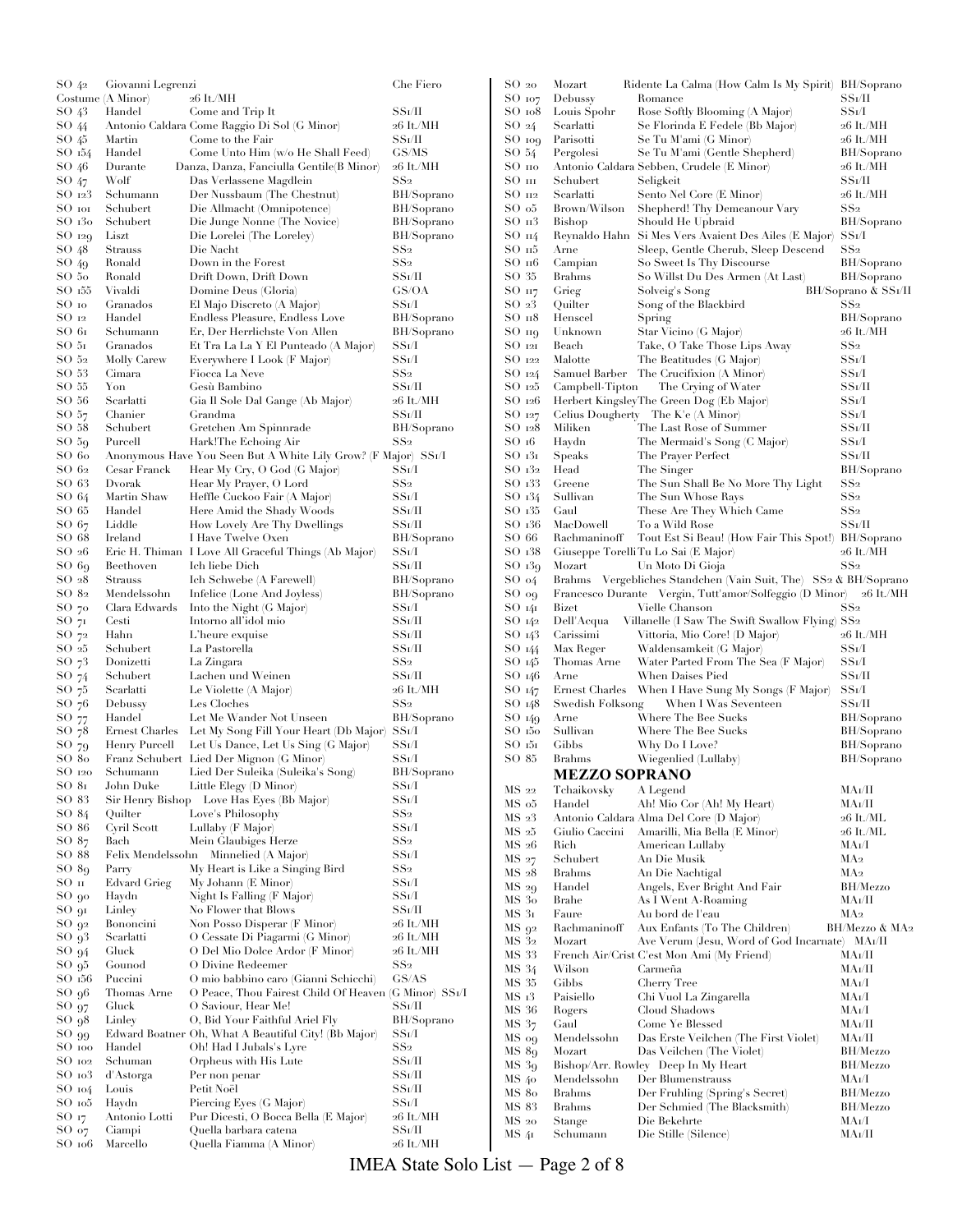| | | | |
|---|---|---|---|
| SO 42 | Giovanni Legrenzi | Che Fiero Costume (A Minor) | 26 It./MH |
| SO 43 | Handel | Come and Trip It | SS1/II |
| SO 44 | Antonio Caldara | Come Raggio Di Sol (G Minor) | 26 It./MH |
| SO 45 | Martin | Come to the Fair | SS1/II |
| SO 154 | Handel | Come Unto Him (w/o He Shall Feed) | GS/MS |
| SO 46 | Durante | Danza, Danza, Fanciulla Gentile(B Minor) | 26 It./MH |
| SO 47 | Wolf | Das Verlassene Magdlein | SS2 |
| SO 123 | Schumann | Der Nussbaum (The Chestnut) | BH/Soprano |
| SO 101 | Schubert | Die Allmacht (Omnipotence) | BH/Soprano |
| SO 130 | Schubert | Die Junge Nonne (The Novice) | BH/Soprano |
| SO 129 | Liszt | Die Lorelei (The Loreley) | BH/Soprano |
| SO 48 | Strauss | Die Nacht | SS2 |
| SO 49 | Ronald | Down in the Forest | SS2 |
| SO 50 | Ronald | Drift Down, Drift Down | SS1/II |
| SO 155 | Vivaldi | Domine Deus (Gloria) | GS/OA |
| SO 10 | Granados | El Majo Discreto (A Major) | SS1/I |
| SO 12 | Handel | Endless Pleasure, Endless Love | BH/Soprano |
| SO 61 | Schumann | Er, Der Herrlichste Von Allen | BH/Soprano |
| SO 51 | Granados | Et Tra La La Y El Punteado (A Major) | SS1/I |
| SO 52 | Molly Carew | Everywhere I Look (F Major) | SS1/I |
| SO 53 | Cimara | Fiocca La Neve | SS2 |
| SO 55 | Yon | Gesù Bambino | SS1/II |
| SO 56 | Scarlatti | Gia Il Sole Dal Gange (Ab Major) | 26 It./MH |
| SO 57 | Chanier | Grandma | SS1/II |
| SO 58 | Schubert | Gretchen Am Spinnrade | BH/Soprano |
| SO 59 | Purcell | Hark!The Echoing Air | SS2 |
| SO 60 | Anonymous | Have You Seen But A White Lily Grow? (F Major) | SS1/I |
| SO 62 | Cesar Franck | Hear My Cry, O God (G Major) | SS1/I |
| SO 63 | Dvorak | Hear My Prayer, O Lord | SS2 |
| SO 64 | Martin Shaw | Heffle Cuckoo Fair (A Major) | SS1/I |
| SO 65 | Handel | Here Amid the Shady Woods | SS1/II |
| SO 67 | Liddle | How Lovely Are Thy Dwellings | SS1/II |
| SO 68 | Ireland | I Have Twelve Oxen | BH/Soprano |
| SO 26 | Eric H. Thiman | I Love All Graceful Things (Ab Major) | SS1/I |
| SO 69 | Beethoven | Ich liebe Dich | SS1/II |
| SO 28 | Strauss | Ich Schwebe (A Farewell) | BH/Soprano |
| SO 82 | Mendelssohn | Infelice (Lone And Joyless) | BH/Soprano |
| SO 70 | Clara Edwards | Into the Night (G Major) | SS1/I |
| SO 71 | Cesti | Intorno all'idol mio | SS1/II |
| SO 72 | Hahn | L'heure exquise | SS1/II |
| SO 25 | Schubert | La Pastorella | SS1/II |
| SO 73 | Donizetti | La Zingara | SS2 |
| SO 74 | Schubert | Lachen und Weinen | SS1/II |
| SO 75 | Scarlatti | Le Violette (A Major) | 26 It./MH |
| SO 76 | Debussy | Les Cloches | SS2 |
| SO 77 | Handel | Let Me Wander Not Unseen | BH/Soprano |
| SO 78 | Ernest Charles | Let My Song Fill Your Heart (Db Major) | SS1/I |
| SO 79 | Henry Purcell | Let Us Dance, Let Us Sing (G Major) | SS1/I |
| SO 80 | Franz Schubert | Lied Der Mignon (G Minor) | SS1/I |
| SO 120 | Schumann | Lied Der Suleika (Suleika's Song) | BH/Soprano |
| SO 81 | John Duke | Little Elegy (D Minor) | SS1/I |
| SO 83 | Sir Henry Bishop | Love Has Eyes (Bb Major) | SS1/I |
| SO 84 | Quilter | Love's Philosophy | SS2 |
| SO 86 | Cyril Scott | Lullaby (F Major) | SS1/I |
| SO 87 | Bach | Mein Glaubiges Herze | SS2 |
| SO 88 | Felix Mendelssohn | Minnelied (A Major) | SS1/I |
| SO 89 | Parry | My Heart is Like a Singing Bird | SS2 |
| SO 11 | Edvard Grieg | My Johann (E Minor) | SS1/I |
| SO 90 | Haydn | Night Is Falling (F Major) | SS1/I |
| SO 91 | Linley | No Flower that Blows | SS1/II |
| SO 92 | Bononcini | Non Posso Disperar (F Minor) | 26 It./MH |
| SO 93 | Scarlatti | O Cessate Di Piagarmi (G Minor) | 26 It./MH |
| SO 94 | Gluck | O Del Mio Dolce Ardor (F Minor) | 26 It./MH |
| SO 95 | Gounod | O Divine Redeemer | SS2 |
| SO 156 | Puccini | O mio babbino caro (Gianni Schicchi) | GS/AS |
| SO 96 | Thomas Arne | O Peace, Thou Fairest Child Of Heaven (G Minor) | SS1/I |
| SO 97 | Gluck | O Saviour, Hear Me! | SS1/II |
| SO 98 | Linley | O, Bid Your Faithful Ariel Fly | BH/Soprano |
| SO 99 | Edward Boatner | Oh, What A Beautiful City! (Bb Major) | SS1/I |
| SO 100 | Handel | Oh! Had I Jubals's Lyre | SS2 |
| SO 102 | Schuman | Orpheus with His Lute | SS1/II |
| SO 103 | d'Astorga | Per non penar | SS1/II |
| SO 104 | Louis | Petit Noël | SS1/II |
| SO 105 | Haydn | Piercing Eyes (G Major) | SS1/I |
| SO 17 | Antonio Lotti | Pur Dicesti, O Bocca Bella (E Major) | 26 It./MH |
| SO 07 | Ciampi | Quella barbara catena | SS1/II |
| SO 106 | Marcello | Quella Fiamma (A Minor) | 26 It./MH |
| SO 20 | Mozart | Ridente La Calma (How Calm Is My Spirit) | BH/Soprano |
| SO 107 | Debussy | Romance | SS1/II |
| SO 108 | Louis Spohr | Rose Softly Blooming (A Major) | SS1/I |
| SO 24 | Scarlatti | Se Florinda E Fedele (Bb Major) | 26 It./MH |
| SO 109 | Parisotti | Se Tu M'ami (G Minor) | 26 It./MH |
| SO 54 | Pergolesi | Se Tu M'ami (Gentle Shepherd) | BH/Soprano |
| SO 110 | Antonio Caldara | Sebben, Crudele (E Minor) | 26 It./MH |
| SO 111 | Schubert | Seligkeit | SS1/II |
| SO 112 | Scarlatti | Sento Nel Core (E Minor) | 26 It./MH |
| SO 05 | Brown/Wilson | Shepherd! Thy Demeanour Vary | SS2 |
| SO 113 | Bishop | Should He Upbraid | BH/Soprano |
| SO 114 | Reynaldo Hahn | Si Mes Vers Avaient Des Ailes (E Major) | SS1/I |
| SO 115 | Arne | Sleep, Gentle Cherub, Sleep Descend | SS2 |
| SO 116 | Campian | So Sweet Is Thy Discourse | BH/Soprano |
| SO 35 | Brahms | So Willst Du Des Armen (At Last) | BH/Soprano |
| SO 117 | Grieg | Solveig's Song | BH/Soprano & SS1/II |
| SO 23 | Quilter | Song of the Blackbird | SS2 |
| SO 118 | Henscel | Spring | BH/Soprano |
| SO 119 | Unknown | Star Vicino (G Major) | 26 It./MH |
| SO 121 | Beach | Take, O Take Those Lips Away | SS2 |
| SO 122 | Malotte | The Beatitudes (G Major) | SS1/I |
| SO 124 | Samuel Barber | The Crucifixion (A Minor) | SS1/I |
| SO 125 | Campbell-Tipton | The Crying of Water | SS1/II |
| SO 126 | Herbert Kingsley | The Green Dog (Eb Major) | SS1/I |
| SO 127 | Celius Dougherty | The K'e (A Minor) | SS1/I |
| SO 128 | Miliken | The Last Rose of Summer | SS1/II |
| SO 16 | Haydn | The Mermaid's Song (C Major) | SS1/I |
| SO 131 | Speaks | The Prayer Perfect | SS1/II |
| SO 132 | Head | The Singer | BH/Soprano |
| SO 133 | Greene | The Sun Shall Be No More Thy Light | SS2 |
| SO 134 | Sullivan | The Sun Whose Rays | SS2 |
| SO 135 | Gaul | These Are They Which Came | SS2 |
| SO 136 | MacDowell | To a Wild Rose | SS1/II |
| SO 66 | Rachmaninoff | Tout Est Si Beau! (How Fair This Spot!) | BH/Soprano |
| SO 138 | Giuseppe Torelli | Tu Lo Sai (E Major) | 26 It./MH |
| SO 139 | Mozart | Un Moto Di Gioja | SS2 |
| SO 04 | Brahms | Vergebliches Standchen (Vain Suit, The) | SS2 & BH/Soprano |
| SO 09 | Francesco Durante | Vergin, Tutt'amor/Solfeggio (D Minor) | 26 It./MH |
| SO 141 | Bizet | Vielle Chanson | SS2 |
| SO 142 | Dell'Acqua | Villanelle (I Saw The Swift Swallow Flying) | SS2 |
| SO 143 | Carissimi | Vittoria, Mio Core! (D Major) | 26 It./MH |
| SO 144 | Max Reger | Waldensamkeit (G Major) | SS1/I |
| SO 145 | Thomas Arne | Water Parted From The Sea (F Major) | SS1/I |
| SO 146 | Arne | When Daises Pied | SS1/II |
| SO 147 | Ernest Charles | When I Have Sung My Songs (F Major) | SS1/I |
| SO 148 | Swedish Folksong | When I Was Seventeen | SS1/II |
| SO 149 | Arne | Where The Bee Sucks | BH/Soprano |
| SO 150 | Sullivan | Where The Bee Sucks | BH/Soprano |
| SO 151 | Gibbs | Why Do I Love? | BH/Soprano |
| SO 85 | Brahms | Wiegenlied (Lullaby) | BH/Soprano |

## MEZZO SOPRANO

| | | | |
|---|---|---|---|
| MS 22 | Tchaikovsky | A Legend | MA1/II |
| MS 05 | Handel | Ah! Mio Cor (Ah! My Heart) | MA1/II |
| MS 23 | Antonio Caldara | Alma Del Core (D Major) | 26 It./ML |
| MS 25 | Giulio Caccini | Amarilli, Mia Bella (E Minor) | 26 It./ML |
| MS 26 | Rich | American Lullaby | MA1/I |
| MS 27 | Schubert | An Die Musik | MA2 |
| MS 28 | Brahms | An Die Nachtigal | MA2 |
| MS 29 | Handel | Angels, Ever Bright And Fair | BH/Mezzo |
| MS 30 | Brahe | As I Went A-Roaming | MA1/II |
| MS 31 | Faure | Au bord de l'eau | MA2 |
| MS 92 | Rachmaninoff | Aux Enfants (To The Children) | BH/Mezzo & MA2 |
| MS 32 | Mozart | Ave Verum (Jesu, Word of God Incarnate) | MA1/II |
| MS 33 | French Air/Crist | C'est Mon Ami (My Friend) | MA1/II |
| MS 34 | Wilson | Carmeña | MA1/II |
| MS 35 | Gibbs | Cherry Tree | MA1/I |
| MS 13 | Paisiello | Chi Vuol La Zingarella | MA1/I |
| MS 36 | Rogers | Cloud Shadows | MA1/I |
| MS 37 | Gaul | Come Ye Blessed | MA1/II |
| MS 09 | Mendelssohn | Das Erste Veilchen (The First Violet) | MA1/II |
| MS 89 | Mozart | Das Veilchen (The Violet) | BH/Mezzo |
| MS 39 | Bishop/Arr. Rowley | Deep In My Heart | BH/Mezzo |
| MS 40 | Mendelssohn | Der Blumenstrauss | MA1/I |
| MS 80 | Brahms | Der Fruhling (Spring's Secret) | BH/Mezzo |
| MS 83 | Brahms | Der Schmied (The Blacksmith) | BH/Mezzo |
| MS 20 | Stange | Die Bekehrte | MA1/I |
| MS 41 | Schumann | Die Stille (Silence) | MA1/II |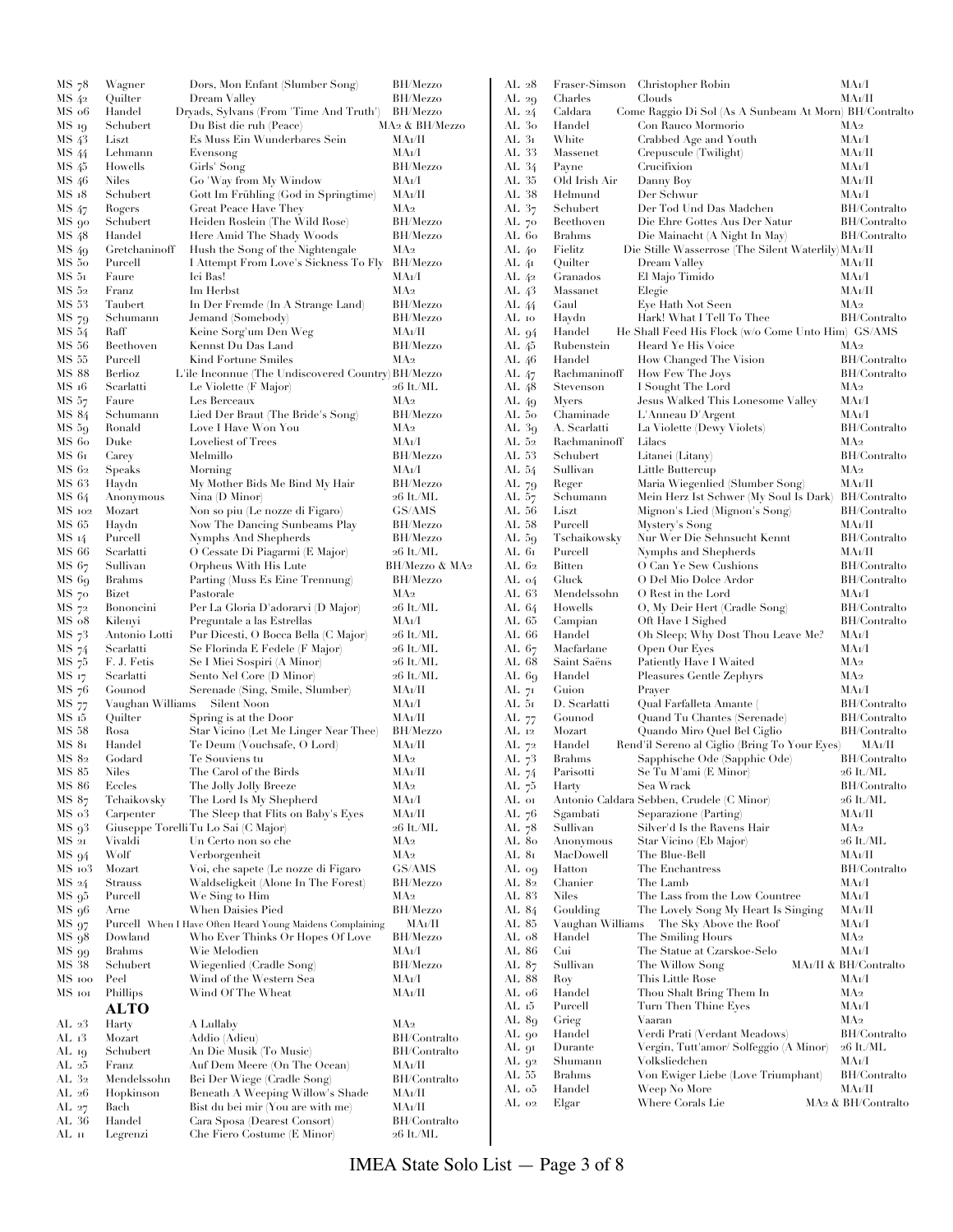| | | | |
|---|---|---|---|
| MS 78 | Wagner | Dors, Mon Enfant (Slumber Song) | BH/Mezzo |
| MS 42 | Quilter | Dream Valley | BH/Mezzo |
| MS 06 | Handel | Dryads, Sylvans (From 'Time And Truth') | BH/Mezzo |
| MS 19 | Schubert | Du Bist die ruh (Peace) | MA2 & BH/Mezzo |
| MS 43 | Liszt | Es Muss Ein Wunderbares Sein | MA1/II |
| MS 44 | Lehmann | Evensong | MA1/I |
| MS 45 | Howells | Girls' Song | BH/Mezzo |
| MS 46 | Niles | Go 'Way from My Window | MA1/I |
| MS 18 | Schubert | Gott Im Frühling (God in Springtime) | MA1/II |
| MS 47 | Rogers | Great Peace Have They | MA2 |
| MS 90 | Schubert | Heiden Roslein (The Wild Rose) | BH/Mezzo |
| MS 48 | Handel | Here Amid The Shady Woods | BH/Mezzo |
| MS 49 | Gretchaninoff | Hush the Song of the Nightengale | MA2 |
| MS 50 | Purcell | I Attempt From Love's Sickness To Fly | BH/Mezzo |
| MS 51 | Faure | Ici Bas! | MA1/I |
| MS 52 | Franz | Im Herbst | MA2 |
| MS 53 | Taubert | In Der Fremde (In A Strange Land) | BH/Mezzo |
| MS 79 | Schumann | Jemand (Somebody) | BH/Mezzo |
| MS 54 | Raff | Keine Sorg'um Den Weg | MA1/II |
| MS 56 | Beethoven | Kennst Du Das Land | BH/Mezzo |
| MS 55 | Purcell | Kind Fortune Smiles | MA2 |
| MS 88 | Berlioz | L'ile Inconnue (The Undiscovered Country) | BH/Mezzo |
| MS 16 | Scarlatti | Le Violette (F Major) | 26 It./ML |
| MS 57 | Faure | Les Berceaux | MA2 |
| MS 84 | Schumann | Lied Der Braut (The Bride's Song) | BH/Mezzo |
| MS 59 | Ronald | Love I Have Won You | MA2 |
| MS 60 | Duke | Loveliest of Trees | MA1/I |
| MS 61 | Carey | Melmillo | BH/Mezzo |
| MS 62 | Speaks | Morning | MA1/I |
| MS 63 | Haydn | My Mother Bids Me Bind My Hair | BH/Mezzo |
| MS 64 | Anonymous | Nina (D Minor) | 26 It./ML |
| MS 102 | Mozart | Non so piu (Le nozze di Figaro) | GS/AMS |
| MS 65 | Haydn | Now The Dancing Sunbeams Play | BH/Mezzo |
| MS 14 | Purcell | Nymphs And Shepherds | BH/Mezzo |
| MS 66 | Scarlatti | O Cessate Di Piagarmi (E Major) | 26 It./ML |
| MS 67 | Sullivan | Orpheus With His Lute | BH/Mezzo & MA2 |
| MS 69 | Brahms | Parting (Muss Es Eine Trennung) | BH/Mezzo |
| MS 70 | Bizet | Pastorale | MA2 |
| MS 72 | Bononcini | Per La Gloria D'adorarvi (D Major) | 26 It./ML |
| MS 08 | Kilenyi | Preguntale a las Estrellas | MA1/I |
| MS 73 | Antonio Lotti | Pur Dicesti, O Bocca Bella (C Major) | 26 It./ML |
| MS 74 | Scarlatti | Se Florinda E Fedele (F Major) | 26 It./ML |
| MS 75 | F. J. Fetis | Se I Miei Sospiri (A Minor) | 26 It./ML |
| MS 17 | Scarlatti | Sento Nel Core (D Minor) | 26 It./ML |
| MS 76 | Gounod | Serenade (Sing, Smile, Slumber) | MA1/II |
| MS 77 | Vaughan Williams | Silent Noon | MA1/I |
| MS 15 | Quilter | Spring is at the Door | MA1/II |
| MS 58 | Rosa | Star Vicino (Let Me Linger Near Thee) | BH/Mezzo |
| MS 81 | Handel | Te Deum (Vouchsafe, O Lord) | MA1/II |
| MS 82 | Godard | Te Souviens tu | MA2 |
| MS 85 | Niles | The Carol of the Birds | MA1/II |
| MS 86 | Eccles | The Jolly Jolly Breeze | MA2 |
| MS 87 | Tchaikovsky | The Lord Is My Shepherd | MA1/I |
| MS 03 | Carpenter | The Sleep that Flits on Baby's Eyes | MA1/II |
| MS 93 | Giuseppe Torelli | Tu Lo Sai (C Major) | 26 It./ML |
| MS 21 | Vivaldi | Un Certo non so che | MA2 |
| MS 94 | Wolf | Verborgenheit | MA2 |
| MS 103 | Mozart | Voi, che sapete (Le nozze di Figaro | GS/AMS |
| MS 24 | Strauss | Waldseligkeit (Alone In The Forest) | BH/Mezzo |
| MS 95 | Purcell | We Sing to Him | MA2 |
| MS 96 | Arne | When Daisies Pied | BH/Mezzo |
| MS 97 | Purcell | When I Have Often Heard Young Maidens Complaining | MA1/II |
| MS 98 | Dowland | Who Ever Thinks Or Hopes Of Love | BH/Mezzo |
| MS 99 | Brahms | Wie Melodien | MA1/I |
| MS 38 | Schubert | Wiegenlied (Cradle Song) | BH/Mezzo |
| MS 100 | Peel | Wind of the Western Sea | MA1/I |
| MS 101 | Phillips | Wind Of The Wheat | MA1/II |

## ALTO

| | | | |
|---|---|---|---|
| AL 23 | Harty | A Lullaby | MA2 |
| AL 13 | Mozart | Addio (Adieu) | BH/Contralto |
| AL 19 | Schubert | An Die Musik (To Music) | BH/Contralto |
| AL 25 | Franz | Auf Dem Meere (On The Ocean) | MA1/II |
| AL 32 | Mendelssohn | Bei Der Wiege (Cradle Song) | BH/Contralto |
| AL 26 | Hopkinson | Beneath A Weeping Willow's Shade | MA1/II |
| AL 27 | Bach | Bist du bei mir (You are with me) | MA1/II |
| AL 36 | Handel | Cara Sposa (Dearest Consort) | BH/Contralto |
| AL 11 | Legrenzi | Che Fiero Costume (E Minor) | 26 It./ML |
| AL 28 | Fraser-Simson | Christopher Robin | MA1/I |
| AL 29 | Charles | Clouds | MA1/II |
| AL 24 | Caldara | Come Raggio Di Sol (As A Sunbeam At Morn) | BH/Contralto |
| AL 30 | Handel | Con Rauco Mormorio | MA2 |
| AL 31 | White | Crabbed Age and Youth | MA1/I |
| AL 33 | Massenet | Crepuscule (Twilight) | MA1/II |
| AL 34 | Payne | Crucifixion | MA1/I |
| AL 35 | Old Irish Air | Danny Boy | MA1/II |
| AL 38 | Helmund | Der Schwur | MA1/I |
| AL 37 | Schubert | Der Tod Und Das Madchen | BH/Contralto |
| AL 70 | Beethoven | Die Ehre Gottes Aus Der Natur | BH/Contralto |
| AL 60 | Brahms | Die Mainacht (A Night In May) | BH/Contralto |
| AL 40 | Fielitz | Die Stille Wasserrose (The Silent Waterlily) | MA1/II |
| AL 41 | Quilter | Dream Valley | MA1/II |
| AL 42 | Granados | El Majo Timido | MA1/I |
| AL 43 | Massanet | Elegie | MA1/II |
| AL 44 | Gaul | Eye Hath Not Seen | MA2 |
| AL 10 | Haydn | Hark! What I Tell To Thee | BH/Contralto |
| AL 94 | Handel | He Shall Feed His Flock (w/o Come Unto Him) | GS/AMS |
| AL 45 | Rubenstein | Heard Ye His Voice | MA2 |
| AL 46 | Handel | How Changed The Vision | BH/Contralto |
| AL 47 | Rachmaninoff | How Few The Joys | BH/Contralto |
| AL 48 | Stevenson | I Sought The Lord | MA2 |
| AL 49 | Myers | Jesus Walked This Lonesome Valley | MA1/I |
| AL 50 | Chaminade | L'Anneau D'Argent | MA1/I |
| AL 39 | A. Scarlatti | La Violette (Dewy Violets) | BH/Contralto |
| AL 52 | Rachmaninoff | Lilacs | MA2 |
| AL 53 | Schubert | Litanei (Litany) | BH/Contralto |
| AL 54 | Sullivan | Little Buttercup | MA2 |
| AL 79 | Reger | Maria Wiegenlied (Slumber Song) | MA1/II |
| AL 57 | Schumann | Mein Herz Ist Schwer (My Soul Is Dark) | BH/Contralto |
| AL 56 | Liszt | Mignon's Lied (Mignon's Song) | BH/Contralto |
| AL 58 | Purcell | Mystery's Song | MA1/II |
| AL 59 | Tschaikovsky | Nur Wer Die Sehnsucht Kennt | BH/Contralto |
| AL 61 | Purcell | Nymphs and Shepherds | MA1/II |
| AL 62 | Bitten | O Can Ye Sew Cushions | BH/Contralto |
| AL 04 | Gluck | O Del Mio Dolce Ardor | BH/Contralto |
| AL 63 | Mendelssohn | O Rest in the Lord | MA1/I |
| AL 64 | Howells | O, My Deir Hert (Cradle Song) | BH/Contralto |
| AL 65 | Campian | Oft Have I Sighed | BH/Contralto |
| AL 66 | Handel | Oh Sleep; Why Dost Thou Leave Me? | MA1/I |
| AL 67 | Macfarlane | Open Our Eyes | MA1/I |
| AL 68 | Saint Saëns | Patiently Have I Waited | MA2 |
| AL 69 | Handel | Pleasures Gentle Zephyrs | MA2 |
| AL 71 | Guion | Prayer | MA1/I |
| AL 51 | D. Scarlatti | Qual Farfalleta Amante ( | BH/Contralto |
| AL 77 | Gounod | Quand Tu Chantes (Serenade) | BH/Contralto |
| AL 12 | Mozart | Quando Miro Quel Bel Ciglio | BH/Contralto |
| AL 72 | Handel | Rend'il Sereno al Ciglio (Bring To Your Eyes) | MA1/II |
| AL 73 | Brahms | Sapphische Ode (Sapphic Ode) | BH/Contralto |
| AL 74 | Parisotti | Se Tu M'ami (E Minor) | 26 It./ML |
| AL 75 | Harty | Sea Wrack | BH/Contralto |
| AL 01 | Antonio Caldara | Sebben, Crudele (C Minor) | 26 It./ML |
| AL 76 | Sgambati | Separazione (Parting) | MA1/II |
| AL 78 | Sullivan | Silver'd Is the Ravens Hair | MA2 |
| AL 80 | Anonymous | Star Vicino (Eb Major) | 26 It./ML |
| AL 81 | MacDowell | The Blue-Bell | MA1/II |
| AL 09 | Hatton | The Enchantress | BH/Contralto |
| AL 82 | Chanier | The Lamb | MA1/I |
| AL 83 | Niles | The Lass from the Low Countree | MA1/I |
| AL 84 | Goulding | The Lovely Song My Heart Is Singing | MA1/II |
| AL 85 | Vaughan Williams | The Sky Above the Roof | MA1/I |
| AL 08 | Handel | The Smiling Hours | MA2 |
| AL 86 | Cui | The Statue at Czarskoe-Selo | MA1/I |
| AL 87 | Sullivan | The Willow Song | MA1/II & BH/Contralto |
| AL 88 | Roy | This Little Rose | MA1/I |
| AL 06 | Handel | Thou Shalt Bring Them In | MA2 |
| AL 15 | Purcell | Turn Then Thine Eyes | MA1/I |
| AL 89 | Grieg | Vaaran | MA2 |
| AL 90 | Handel | Verdi Prati (Verdant Meadows) | BH/Contralto |
| AL 91 | Durante | Vergin, Tutt'amor/ Solfeggio (A Minor) | 26 It./ML |
| AL 92 | Shumann | Volksliedchen | MA1/I |
| AL 55 | Brahms | Von Ewiger Liebe (Love Triumphant) | BH/Contralto |
| AL 05 | Handel | Weep No More | MA1/II |
| AL 02 | Elgar | Where Corals Lie | MA2 & BH/Contralto |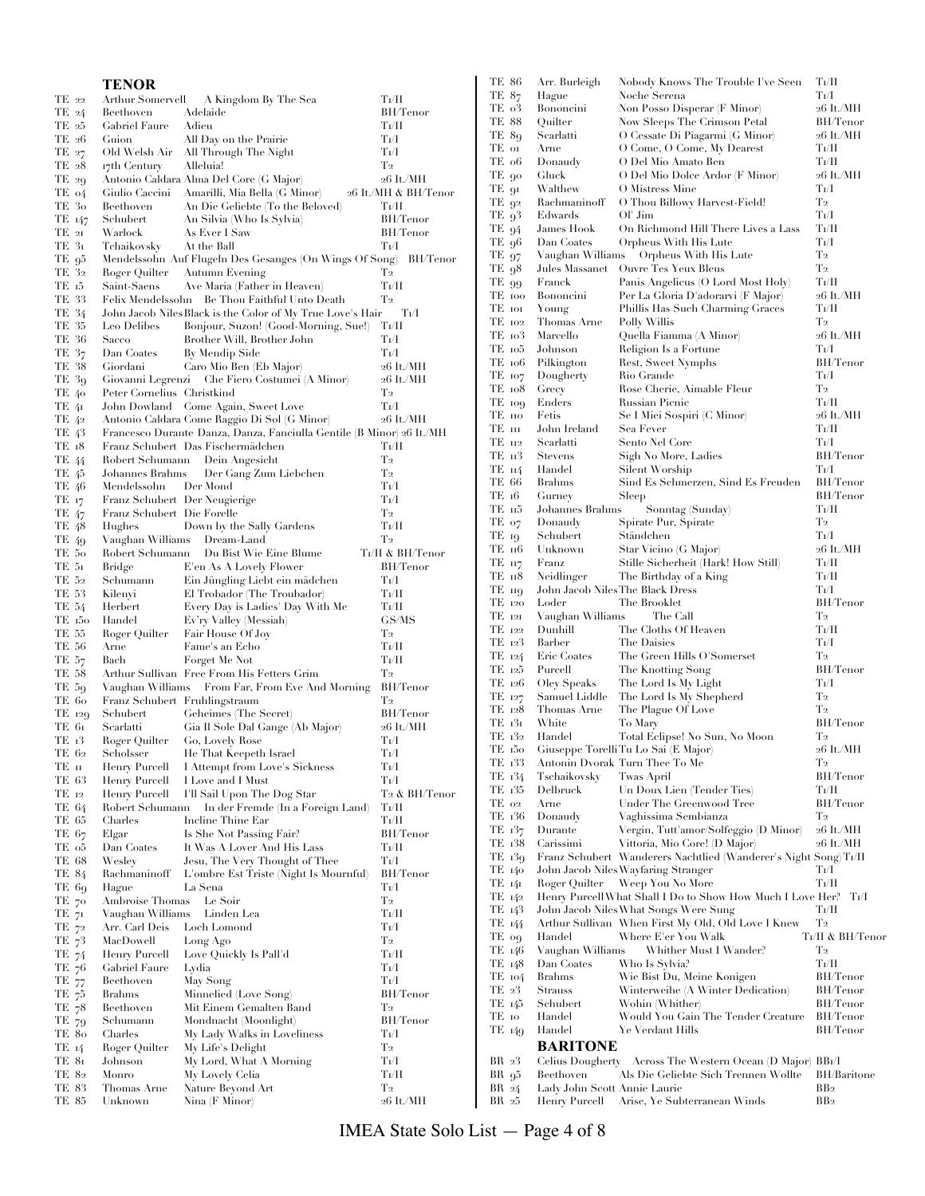## TENOR

| | | | |
|---|---|---|---|
| TE 22 | Arthur Somervell | A Kingdom By The Sea | T1/II |
| TE 24 | Beethoven | Adelaide | BH/Tenor |
| TE 25 | Gabriel Faure | Adieu | T1/II |
| TE 26 | Guion | All Day on the Prairie | T1/I |
| TE 27 | Old Welsh Air | All Through The Night | T1/I |
| TE 28 | 17th Century | Alleluia! | T2 |
| TE 29 | Antonio Caldara | Alma Del Core (G Major) | 26 It./MH |
| TE 04 | Giulio Caccini | Amarilli, Mia Bella (G Minor) | 26 It./MH & BH/Tenor |
| TE 30 | Beethoven | An Die Geliebte (To the Beloved) | T1/II |
| TE 147 | Schubert | An Silvia (Who Is Sylvia) | BH/Tenor |
| TE 21 | Warlock | As Ever I Saw | BH/Tenor |
| TE 31 | Tchaikovsky | At the Ball | T1/I |
| TE 95 | Mendelssohn | Auf Flugeln Des Gesanges (On Wings Of Song) | BH/Tenor |
| TE 32 | Roger Quilter | Autumn Evening | T2 |
| TE 15 | Saint-Saens | Ave Maria (Father in Heaven) | T1/II |
| TE 33 | Felix Mendelssohn | Be Thou Faithful Unto Death | T2 |
| TE 34 | John Jacob Niles | Black is the Color of My True Love's Hair | T1/I |
| TE 35 | Leo Delibes | Bonjour, Suzon! (Good-Morning, Sue!) | T1/II |
| TE 36 | Sacco | Brother Will, Brother John | T1/I |
| TE 37 | Dan Coates | By Mendip Side | T1/I |
| TE 38 | Giordani | Caro Mio Ben (Eb Major) | 26 It./MH |
| TE 39 | Giovanni Legrenzi | Che Fiero Costumei (A Minor) | 26 It./MH |
| TE 40 | Peter Cornelius | Christkind | T2 |
| TE 41 | John Dowland | Come Again, Sweet Love | T1/I |
| TE 42 | Antonio Caldara | Come Raggio Di Sol (G Minor) | 26 It./MH |
| TE 43 | Francesco Durante | Danza, Danza, Fanciulla Gentile (B Minor) | 26 It./MH |
| TE 18 | Franz Schubert | Das Fischermädchen | T1/II |
| TE 44 | Robert Schumann | Dein Angesicht | T2 |
| TE 45 | Johannes Brahms | Der Gang Zum Liebchen | T2 |
| TE 46 | Mendelssohn | Der Mond | T1/I |
| TE 17 | Franz Schubert | Der Neugierige | T1/I |
| TE 47 | Franz Schubert | Die Forelle | T2 |
| TE 48 | Hughes | Down by the Sally Gardens | T1/II |
| TE 49 | Vaughan Williams | Dream-Land | T2 |
| TE 50 | Robert Schumann | Du Bist Wie Eine Blume | T1/II & BH/Tenor |
| TE 51 | Bridge | E'en As A Lovely Flower | BH/Tenor |
| TE 52 | Schumann | Ein Jüngling Liebt ein mädchen | T1/I |
| TE 53 | Kilenyi | El Trobador (The Troubador) | T1/II |
| TE 54 | Herbert | Every Day is Ladies' Day With Me | T1/II |
| TE 150 | Handel | Ev'ry Valley (Messiah) | GS/MS |
| TE 55 | Roger Quilter | Fair House Of Joy | T2 |
| TE 56 | Arne | Fame's an Echo | T1/II |
| TE 57 | Bach | Forget Me Not | T1/II |
| TE 58 | Arthur Sullivan | Free From His Fetters Grim | T2 |
| TE 59 | Vaughan Williams | From Far, From Eve And Morning | BH/Tenor |
| TE 60 | Franz Schubert | Fruhlingstraum | T2 |
| TE 129 | Schubert | Geheimes (The Secret) | BH/Tenor |
| TE 61 | Scarlatti | Gia Il Sole Dal Gange (Ab Major) | 26 It./MH |
| TE 13 | Roger Quilter | Go, Lovely Rose | T1/I |
| TE 62 | Scholsser | He That Keepeth Israel | T1/I |
| TE 11 | Henry Purcell | I Attempt from Love's Sickness | T1/I |
| TE 63 | Henry Purcell | I Love and I Must | T1/I |
| TE 12 | Henry Purcell | I'll Sail Upon The Dog Star | T2 & BH/Tenor |
| TE 64 | Robert Schumann | In der Fremde (In a Foreign Land) | T1/II |
| TE 65 | Charles | Incline Thine Ear | T1/II |
| TE 67 | Elgar | Is She Not Passing Fair? | BH/Tenor |
| TE 05 | Dan Coates | It Was A Lover And His Lass | T1/II |
| TE 68 | Wesley | Jesu, The Very Thought of Thee | T1/I |
| TE 84 | Rachmaninoff | L'ombre Est Triste (Night Is Mournful) | BH/Tenor |
| TE 69 | Hague | La Sena | T1/I |
| TE 70 | Ambroise Thomas | Le Soir | T2 |
| TE 71 | Vaughan Williams | Linden Lea | T1/II |
| TE 72 | Arr. Carl Deis | Loch Lomond | T1/I |
| TE 73 | MacDowell | Long Ago | T2 |
| TE 74 | Henry Purcell | Love Quickly Is Pall'd | T1/II |
| TE 76 | Gabriel Faure | Lydia | T1/I |
| TE 77 | Beethoven | May Song | T1/I |
| TE 75 | Brahms | Minnelied (Love Song) | BH/Tenor |
| TE 78 | Beethoven | Mit Einem Gemalten Band | T2 |
| TE 79 | Schumann | Mondnacht (Moonlight) | BH/Tenor |
| TE 80 | Charles | My Lady Walks in Loveliness | T1/I |
| TE 14 | Roger Quilter | My Life's Delight | T2 |
| TE 81 | Johnson | My Lord, What A Morning | T1/I |
| TE 82 | Monro | My Lovely Celia | T1/II |
| TE 83 | Thomas Arne | Nature Beyond Art | T2 |
| TE 85 | Unknown | Nina (F Minor) | 26 It./MH |
| TE 86 | Arr. Burleigh | Nobody Knows The Trouble I've Seen | T1/II |
| TE 87 | Hague | Noche Serena | T1/I |
| TE 03 | Bononcini | Non Posso Disperar (F Minor) | 26 It./MH |
| TE 88 | Quilter | Now Sleeps The Crimson Petal | BH/Tenor |
| TE 89 | Scarlatti | O Cessate Di Piagarmi (G Minor) | 26 It./MH |
| TE 01 | Arne | O Come, O Come, My Dearest | T1/II |
| TE 06 | Donaudy | O Del Mio Amato Ben | T1/II |
| TE 90 | Gluck | O Del Mio Dolce Ardor (F Minor) | 26 It./MH |
| TE 91 | Walthew | O Mistress Mine | T1/I |
| TE 92 | Rachmaninoff | O Thou Billowy Harvest-Field! | T2 |
| TE 93 | Edwards | Ol' Jim | T1/I |
| TE 94 | James Hook | On Richmond Hill There Lives a Lass | T1/II |
| TE 96 | Dan Coates | Orpheus With His Lute | T1/I |
| TE 97 | Vaughan Williams | Orpheus With His Lute | T2 |
| TE 98 | Jules Massanet | Ouvre Tes Yeux Bleus | T2 |
| TE 99 | Franck | Panis Angelicus (O Lord Most Holy) | T1/II |
| TE 100 | Bononcini | Per La Gloria D'adorarvi (F Major) | 26 It./MH |
| TE 101 | Young | Phillis Has Such Charming Graces | T1/II |
| TE 102 | Thomas Arne | Polly Willis | T2 |
| TE 103 | Marcello | Quella Fiamma (A Minor) | 26 It./MH |
| TE 105 | Johnson | Religion Is a Fortune | T1/I |
| TE 106 | Pilkington | Rest, Sweet Nymphs | BH/Tenor |
| TE 107 | Dougherty | Rio Grande | T1/I |
| TE 108 | Grecy | Rose Cherie, Aimable Fleur | T2 |
| TE 109 | Enders | Russian Picnic | T1/II |
| TE 110 | Fetis | Se I Miei Sospiri (C Minor) | 26 It./MH |
| TE 111 | John Ireland | Sea Fever | T1/II |
| TE 112 | Scarlatti | Sento Nel Core | T1/I |
| TE 113 | Stevens | Sigh No More, Ladies | BH/Tenor |
| TE 114 | Handel | Silent Worship | T1/I |
| TE 66 | Brahms | Sind Es Schmerzen, Sind Es Freuden | BH/Tenor |
| TE 16 | Gurney | Sleep | BH/Tenor |
| TE 115 | Johannes Brahms | Sonntag (Sunday) | T1/II |
| TE 07 | Donaudy | Spirate Pur, Spirate | T2 |
| TE 19 | Schubert | Ständchen | T1/I |
| TE 116 | Unknown | Star Vicino (G Major) | 26 It./MH |
| TE 117 | Franz | Stille Sicherheit (Hark! How Still) | T1/II |
| TE 118 | Neidlinger | The Birthday of a King | T1/II |
| TE 119 | John Jacob Niles | The Black Dress | T1/I |
| TE 120 | Loder | The Brooklet | BH/Tenor |
| TE 121 | Vaughan Williams | The Call | T2 |
| TE 122 | Dunhill | The Cloths Of Heaven | T1/II |
| TE 123 | Barber | The Daisies | T1/I |
| TE 124 | Eric Coates | The Green Hills O'Somerset | T2 |
| TE 125 | Purcell | The Knotting Song | BH/Tenor |
| TE 126 | Oley Speaks | The Lord Is My Light | T1/I |
| TE 127 | Samuel Liddle | The Lord Is My Shepherd | T2 |
| TE 128 | Thomas Arne | The Plague Of Love | T2 |
| TE 131 | White | To Mary | BH/Tenor |
| TE 132 | Handel | Total Eclipse! No Sun, No Moon | T2 |
| TE 130 | Giuseppe Torelli | Tu Lo Sai (E Major) | 26 It./MH |
| TE 133 | Antonin Dvorak | Turn Thee To Me | T2 |
| TE 134 | Tschaikovsky | Twas April | BH/Tenor |
| TE 135 | Delbruck | Un Doux Lien (Tender Ties) | T1/II |
| TE 02 | Arne | Under The Greenwood Tree | BH/Tenor |
| TE 136 | Donaudy | Vaghissima Sembianza | T2 |
| TE 137 | Durante | Vergin, Tutt'amor/Solfeggio (D Minor) | 26 It./MH |
| TE 138 | Carissimi | Vittoria, Mio Core! (D Major) | 26 It./MH |
| TE 139 | Franz Schubert | Wanderers Nachtlied (Wanderer's Night Song) | T1/II |
| TE 140 | John Jacob Niles | Wayfaring Stranger | T1/I |
| TE 141 | Roger Quilter | Weep You No More | T1/II |
| TE 142 | Henry Purcell | What Shall I Do to Show How Much I Love Her? | T1/I |
| TE 143 | John Jacob Niles | What Songs Were Sung | T1/II |
| TE 144 | Arthur Sullivan | When First My Old, Old Love I Knew | T2 |
| TE 09 | Handel | Where E'er You Walk | T1/II & BH/Tenor |
| TE 146 | Vaughan Williams | Whither Must I Wander? | T2 |
| TE 148 | Dan Coates | Who Is Sylvia? | T1/II |
| TE 104 | Brahms | Wie Bist Du, Meine Konigen | BH/Tenor |
| TE 23 | Strauss | Winterweihe (A Winter Dedication) | BH/Tenor |
| TE 145 | Schubert | Wohin (Whither) | BH/Tenor |
| TE 10 | Handel | Would You Gain The Tender Creature | BH/Tenor |
| TE 149 | Handel | Ye Verdant Hills | BH/Tenor |

## BARITONE

| | | | |
|---|---|---|---|
| BR 23 | Celius Dougherty | Across The Western Ocean (D Major) | BB1/I |
| BR 95 | Beethoven | Als Die Geliebte Sich Trennen Wollte | BH/Baritone |
| BR 24 | Lady John Scott | Annie Laurie | BB2 |
| BR 25 | Henry Purcell | Arise, Ye Subterranean Winds | BB2 |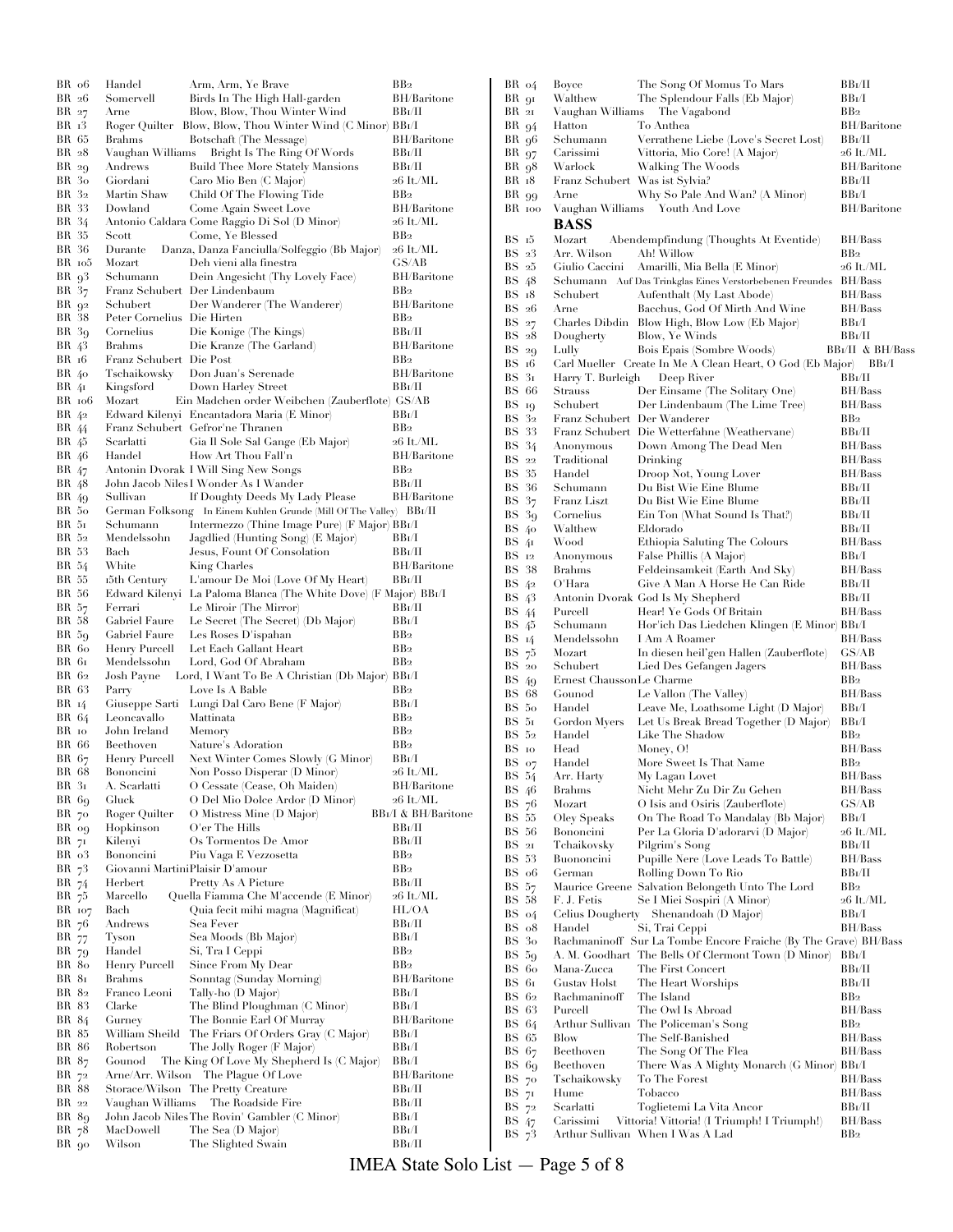| Code | Composer | Title | Source |
|---|---|---|---|
| BR 06 | Handel | Arm, Arm, Ye Brave | BB2 |
| BR 26 | Somervell | Birds In The High Hall-garden | BH/Baritone |
| BR 27 | Arne | Blow, Blow, Thou Winter Wind | BB1/II |
| BR 13 | Roger Quilter | Blow, Blow, Thou Winter Wind (C Minor) | BB1/I |
| BR 65 | Brahms | Botschaft (The Message) | BH/Baritone |
| BR 28 | Vaughan Williams | Bright Is The Ring Of Words | BB1/II |
| BR 29 | Andrews | Build Thee More Stately Mansions | BB1/II |
| BR 30 | Giordani | Caro Mio Ben (C Major) | 26 It./ML |
| BR 32 | Martin Shaw | Child Of The Flowing Tide | BB2 |
| BR 33 | Dowland | Come Again Sweet Love | BH/Baritone |
| BR 34 | Antonio Caldara | Come Raggio Di Sol (D Minor) | 26 It./ML |
| BR 35 | Scott | Come, Ye Blessed | BB2 |
| BR 36 | Durante | Danza, Danza Fanciulla/Solfeggio (Bb Major) | 26 It./ML |
| BR 105 | Mozart | Deh vieni alla finestra | GS/AB |
| BR 93 | Schumann | Dein Angesicht (Thy Lovely Face) | BH/Baritone |
| BR 37 | Franz Schubert | Der Lindenbaum | BB2 |
| BR 92 | Schubert | Der Wanderer (The Wanderer) | BH/Baritone |
| BR 38 | Peter Cornelius | Die Hirten | BB2 |
| BR 39 | Cornelius | Die Konige (The Kings) | BB1/II |
| BR 43 | Brahms | Die Kranze (The Garland) | BH/Baritone |
| BR 16 | Franz Schubert | Die Post | BB2 |
| BR 40 | Tschaikowsky | Don Juan's Serenade | BH/Baritone |
| BR 41 | Kingsford | Down Harley Street | BB1/II |
| BR 106 | Mozart | Ein Madchen order Weibchen (Zauberflote) | GS/AB |
| BR 42 | Edward Kilenyi | Encantadora Maria (E Minor) | BB1/I |
| BR 44 | Franz Schubert | Gefror'ne Thranen | BB2 |
| BR 45 | Scarlatti | Gia Il Sole Sal Gange (Eb Major) | 26 It./ML |
| BR 46 | Handel | How Art Thou Fall'n | BH/Baritone |
| BR 47 | Antonin Dvorak | I Will Sing New Songs | BB2 |
| BR 48 | John Jacob Niles | I Wonder As I Wander | BB1/II |
| BR 49 | Sullivan | If Doughty Deeds My Lady Please | BH/Baritone |
| BR 50 | German Folksong | In Einem Kuhlen Grunde (Mill Of The Valley) | BB1/II |
| BR 51 | Schumann | Intermezzo (Thine Image Pure) (F Major) | BB1/I |
| BR 52 | Mendelssohn | Jagdlied (Hunting Song) (E Major) | BB1/I |
| BR 53 | Bach | Jesus, Fount Of Consolation | BB1/II |
| BR 54 | White | King Charles | BH/Baritone |
| BR 55 | 15th Century | L'amour De Moi (Love Of My Heart) | BB1/II |
| BR 56 | Edward Kilenyi | La Paloma Blanca (The White Dove) (F Major) | BB1/I |
| BR 57 | Ferrari | Le Miroir (The Mirror) | BB1/II |
| BR 58 | Gabriel Faure | Le Secret (The Secret) (Db Major) | BB1/I |
| BR 59 | Gabriel Faure | Les Roses D'ispahan | BB2 |
| BR 60 | Henry Purcell | Let Each Gallant Heart | BB2 |
| BR 61 | Mendelssohn | Lord, God Of Abraham | BB2 |
| BR 62 | Josh Payne | Lord, I Want To Be A Christian (Db Major) | BB1/I |
| BR 63 | Parry | Love Is A Bable | BB2 |
| BR 14 | Giuseppe Sarti | Lungi Dal Caro Bene (F Major) | BB1/I |
| BR 64 | Leoncavallo | Mattinata | BB2 |
| BR 10 | John Ireland | Memory | BB2 |
| BR 66 | Beethoven | Nature's Adoration | BB2 |
| BR 67 | Henry Purcell | Next Winter Comes Slowly (G Minor) | BB1/I |
| BR 68 | Bononcini | Non Posso Disperar (D Minor) | 26 It./ML |
| BR 31 | A. Scarlatti | O Cessate (Cease, Oh Maiden) | BH/Baritone |
| BR 69 | Gluck | O Del Mio Dolce Ardor (D Minor) | 26 It./ML |
| BR 70 | Roger Quilter | O Mistress Mine (D Major) | BB1/I & BH/Baritone |
| BR 09 | Hopkinson | O'er The Hills | BB1/II |
| BR 71 | Kilenyi | Os Tormentos De Amor | BB1/II |
| BR 03 | Bononcini | Piu Vaga E Vezzosetta | BB2 |
| BR 73 | Giovanni Martini | Plaisir D'amour | BB2 |
| BR 74 | Herbert | Pretty As A Picture | BB1/II |
| BR 75 | Marcello | Quella Fiamma Che M'accende (E Minor) | 26 It./ML |
| BR 107 | Bach | Quia fecit mihi magna (Magnificat) | HL/OA |
| BR 76 | Andrews | Sea Fever | BB1/II |
| BR 77 | Tyson | Sea Moods (Bb Major) | BB1/I |
| BR 79 | Handel | Si, Tra I Ceppi | BB2 |
| BR 80 | Henry Purcell | Since From My Dear | BB2 |
| BR 81 | Brahms | Sonntag (Sunday Morning) | BH/Baritone |
| BR 82 | Franco Leoni | Tally-ho (D Major) | BB1/I |
| BR 83 | Clarke | The Blind Ploughman (C Minor) | BB1/I |
| BR 84 | Gurney | The Bonnie Earl Of Murray | BH/Baritone |
| BR 85 | William Sheild | The Friars Of Orders Gray (C Major) | BB1/I |
| BR 86 | Robertson | The Jolly Roger (F Major) | BB1/I |
| BR 87 | Gounod | The King Of Love My Shepherd Is (C Major) | BB1/I |
| BR 72 | Arne/Arr. Wilson | The Plague Of Love | BH/Baritone |
| BR 88 | Storace/Wilson | The Pretty Creature | BB1/II |
| BR 22 | Vaughan Williams | The Roadside Fire | BB1/II |
| BR 89 | John Jacob Niles | The Rovin' Gambler (C Minor) | BB1/I |
| BR 78 | MacDowell | The Sea (D Major) | BB1/I |
| BR 90 | Wilson | The Slighted Swain | BB1/II |
| BR 04 | Boyce | The Song Of Momus To Mars | BB1/II |
| BR 91 | Walthew | The Splendour Falls (Eb Major) | BB1/I |
| BR 21 | Vaughan Williams | The Vagabond | BB2 |
| BR 94 | Hatton | To Anthea | BH/Baritone |
| BR 96 | Schumann | Verrathene Liebe (Love's Secret Lost) | BB1/II |
| BR 97 | Carissimi | Vittoria, Mio Core! (A Major) | 26 It./ML |
| BR 98 | Warlock | Walking The Woods | BH/Baritone |
| BR 18 | Franz Schubert | Was ist Sylvia? | BB1/II |
| BR 99 | Arne | Why So Pale And Wan? (A Minor) | BB1/I |
| BR 100 | Vaughan Williams | Youth And Love | BH/Baritone |

## BASS

| Code | Composer | Title | Source |
|---|---|---|---|
| BS 15 | Mozart | Abendempfindung (Thoughts At Eventide) | BH/Bass |
| BS 23 | Arr. Wilson | Ah! Willow | BB2 |
| BS 25 | Giulio Caccini | Amarilli, Mia Bella (E Minor) | 26 It./ML |
| BS 48 | Schumann | Auf Das Trinkglas Eines Verstorbebenen Freundes | BH/Bass |
| BS 18 | Schubert | Aufenthalt (My Last Abode) | BH/Bass |
| BS 26 | Arne | Bacchus, God Of Mirth And Wine | BH/Bass |
| BS 27 | Charles Dibdin | Blow High, Blow Low (Eb Major) | BB1/I |
| BS 28 | Dougherty | Blow, Ye Winds | BB1/II |
| BS 29 | Lully | Bois Epais (Sombre Woods) | BB1/II & BH/Bass |
| BS 16 | Carl Mueller | Create In Me A Clean Heart, O God (Eb Major) | BB1/I |
| BS 31 | Harry T. Burleigh | Deep River | BB1/II |
| BS 66 | Strauss | Der Einsame (The Solitary One) | BH/Bass |
| BS 19 | Schubert | Der Lindenbaum (The Lime Tree) | BH/Bass |
| BS 32 | Franz Schubert | Der Wanderer | BB2 |
| BS 33 | Franz Schubert | Die Wetterfahne (Weathervane) | BB1/II |
| BS 34 | Anonymous | Down Among The Dead Men | BH/Bass |
| BS 22 | Traditional | Drinking | BH/Bass |
| BS 35 | Handel | Droop Not, Young Lover | BH/Bass |
| BS 36 | Schumann | Du Bist Wie Eine Blume | BB1/II |
| BS 37 | Franz Liszt | Du Bist Wie Eine Blume | BB1/II |
| BS 39 | Cornelius | Ein Ton (What Sound Is That?) | BB1/II |
| BS 40 | Walthew | Eldorado | BB1/II |
| BS 41 | Wood | Ethiopia Saluting The Colours | BH/Bass |
| BS 12 | Anonymous | False Phillis (A Major) | BB1/I |
| BS 38 | Brahms | Feldeinsamkeit (Earth And Sky) | BH/Bass |
| BS 42 | O'Hara | Give A Man A Horse He Can Ride | BB1/II |
| BS 43 | Antonin Dvorak | God Is My Shepherd | BB1/II |
| BS 44 | Purcell | Hear! Ye Gods Of Britain | BH/Bass |
| BS 45 | Schumann | Hor'ich Das Liedchen Klingen (E Minor) | BB1/I |
| BS 14 | Mendelssohn | I Am A Roamer | BH/Bass |
| BS 75 | Mozart | In diesen heil'gen Hallen (Zauberflote) | GS/AB |
| BS 20 | Schubert | Lied Des Gefangen Jagers | BH/Bass |
| BS 49 | Ernest Chausson | Le Charme | BB2 |
| BS 68 | Gounod | Le Vallon (The Valley) | BH/Bass |
| BS 50 | Handel | Leave Me, Loathsome Light (D Major) | BB1/I |
| BS 51 | Gordon Myers | Let Us Break Bread Together (D Major) | BB1/I |
| BS 52 | Handel | Like The Shadow | BB2 |
| BS 10 | Head | Money, O! | BH/Bass |
| BS 07 | Handel | More Sweet Is That Name | BB2 |
| BS 54 | Arr. Harty | My Lagan Lovet | BH/Bass |
| BS 46 | Brahms | Nicht Mehr Zu Dir Zu Gehen | BH/Bass |
| BS 76 | Mozart | O Isis and Osiris (Zauberflote) | GS/AB |
| BS 55 | Oley Speaks | On The Road To Mandalay (Bb Major) | BB1/I |
| BS 56 | Bononcini | Per La Gloria D'adorarvi (D Major) | 26 It./ML |
| BS 21 | Tchaikovsky | Pilgrim's Song | BB1/II |
| BS 53 | Buononcini | Pupille Nere (Love Leads To Battle) | BH/Bass |
| BS 06 | German | Rolling Down To Rio | BB1/II |
| BS 57 | Maurice Greene | Salvation Belongeth Unto The Lord | BB2 |
| BS 58 | F. J. Fetis | Se I Miei Sospiri (A Minor) | 26 It./ML |
| BS 04 | Celius Dougherty | Shenandoah (D Major) | BB1/I |
| BS 08 | Handel | Si, Trai Ceppi | BH/Bass |
| BS 30 | Rachmaninoff | Sur La Tombe Encore Fraiche (By The Grave) | BH/Bass |
| BS 59 | A. M. Goodhart | The Bells Of Clermont Town (D Minor) | BB1/I |
| BS 60 | Mana-Zucca | The First Concert | BB1/II |
| BS 61 | Gustav Holst | The Heart Worships | BB1/II |
| BS 62 | Rachmaninoff | The Island | BB2 |
| BS 63 | Purcell | The Owl Is Abroad | BH/Bass |
| BS 64 | Arthur Sullivan | The Policeman's Song | BB2 |
| BS 65 | Blow | The Self-Banished | BH/Bass |
| BS 67 | Beethoven | The Song Of The Flea | BH/Bass |
| BS 69 | Beethoven | There Was A Mighty Monarch (G Minor) | BB1/I |
| BS 70 | Tschaikowsky | To The Forest | BH/Bass |
| BS 71 | Hume | Tobacco | BH/Bass |
| BS 72 | Scarlatti | Toglietemi La Vita Ancor | BB1/II |
| BS 47 | Carissimi | Vittoria! Vittoria! (I Triumph! I Triumph!) | BH/Bass |
| BS 73 | Arthur Sullivan | When I Was A Lad | BB2 |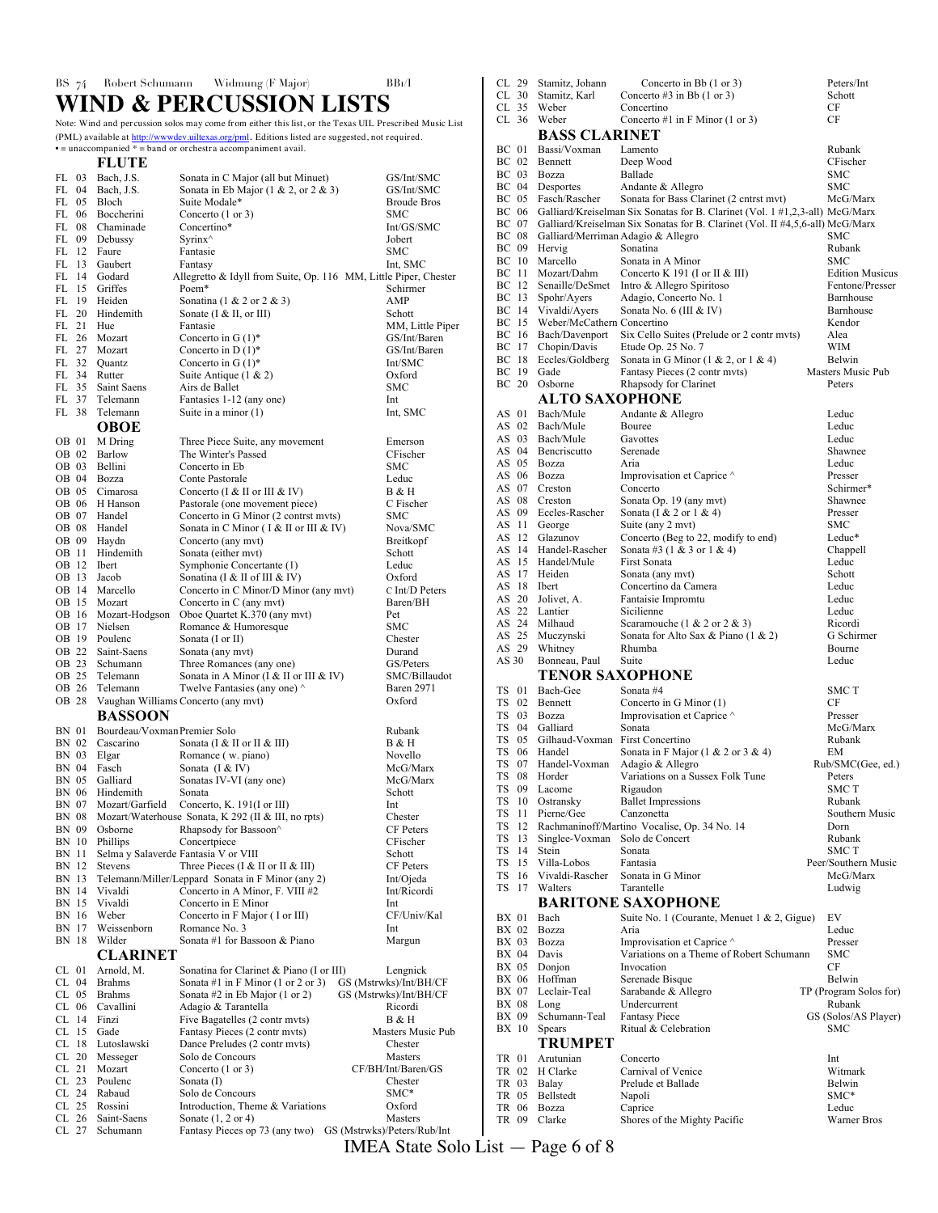| | | | |
|---|---|---|---|
| BS 74 | Robert Schumann | Widmung (F Major) | BB1/I |

# WIND & PERCUSSION LISTS

Note: Wind and percussion solos may come from either this list, or the Texas UIL Prescribed Music List (PML) available at http://wwwdev.uiltexas.org/pml. Editions listed are suggested, not required.
• = unaccompanied * = band or orchestra accompaniment avail.

## FLUTE

| | | | |
|---|---|---|---|
| FL 03 | Bach, J.S. | Sonata in C Major (all but Minuet) | GS/Int/SMC |
| FL 04 | Bach, J.S. | Sonata in Eb Major (1 & 2, or 2 & 3) | GS/Int/SMC |
| FL 05 | Bloch | Suite Modale* | Broude Bros |
| FL 06 | Boccherini | Concerto (1 or 3) | SMC |
| FL 08 | Chaminade | Concertino* | Int/GS/SMC |
| FL 09 | Debussy | Syrinx^ | Jobert |
| FL 12 | Faure | Fantasie | SMC |
| FL 13 | Gaubert | Fantasy | Int, SMC |
| FL 14 | Godard | Allegretto & Idyll from Suite, Op. 116 | MM, Little Piper, Chester |
| FL 15 | Griffes | Poem* | Schirmer |
| FL 19 | Heiden | Sonatina (1 & 2 or 2 & 3) | AMP |
| FL 20 | Hindemith | Sonate (I & II, or III) | Schott |
| FL 21 | Hue | Fantasie | MM, Little Piper |
| FL 26 | Mozart | Concerto in G (1)* | GS/Int/Baren |
| FL 27 | Mozart | Concerto in D (1)* | GS/Int/Baren |
| FL 32 | Quantz | Concerto in G (1)* | Int/SMC |
| FL 34 | Rutter | Suite Antique (1 & 2) | Oxford |
| FL 35 | Saint Saens | Airs de Ballet | SMC |
| FL 37 | Telemann | Fantasies 1-12 (any one) | Int |
| FL 38 | Telemann | Suite in a minor (1) | Int, SMC |

## OBOE

| | | | |
|---|---|---|---|
| OB 01 | M Dring | Three Piece Suite, any movement | Emerson |
| OB 02 | Barlow | The Winter's Passed | CFischer |
| OB 03 | Bellini | Concerto in Eb | SMC |
| OB 04 | Bozza | Conte Pastorale | Leduc |
| OB 05 | Cimarosa | Concerto (I & II or III & IV) | B & H |
| OB 06 | H Hanson | Pastorale (one movement piece) | C Fischer |
| OB 07 | Handel | Concerto in G Minor (2 contrst mvts) | SMC |
| OB 08 | Handel | Sonata in C Minor ( I & II or III & IV) | Nova/SMC |
| OB 09 | Haydn | Concerto (any mvt) | Breitkopf |
| OB 11 | Hindemith | Sonata (either mvt) | Schott |
| OB 12 | Ibert | Symphonie Concertante (1) | Leduc |
| OB 13 | Jacob | Sonatina (I & II of III & IV) | Oxford |
| OB 14 | Marcello | Concerto in C Minor/D Minor (any mvt) | C Int/D Peters |
| OB 15 | Mozart | Concerto in C (any mvt) | Baren/BH |
| OB 16 | Mozart-Hodgson | Oboe Quartet K.370 (any mvt) | Pet |
| OB 17 | Nielsen | Romance & Humoresque | SMC |
| OB 19 | Poulenc | Sonata (I or II) | Chester |
| OB 22 | Saint-Saens | Sonata (any mvt) | Durand |
| OB 23 | Schumann | Three Romances (any one) | GS/Peters |
| OB 25 | Telemann | Sonata in A Minor (I & II or III & IV) | SMC/Billaudot |
| OB 26 | Telemann | Twelve Fantasies (any one) ^ | Baren 2971 |
| OB 28 | Vaughan Williams | Concerto (any mvt) | Oxford |

## BASSOON

| | | | |
|---|---|---|---|
| BN 01 | Bourdeau/Voxman | Premier Solo | Rubank |
| BN 02 | Cascarino | Sonata (I & II or II & III) | B & H |
| BN 03 | Elgar | Romance ( w. piano) | Novello |
| BN 04 | Fasch | Sonata (I & IV) | McG/Marx |
| BN 05 | Galliard | Sonatas IV-VI (any one) | McG/Marx |
| BN 06 | Hindemith | Sonata | Schott |
| BN 07 | Mozart/Garfield | Concerto, K. 191(I or III) | Int |
| BN 08 | Mozart/Waterhouse | Sonata, K 292 (II & III, no rpts) | Chester |
| BN 09 | Osborne | Rhapsody for Bassoon^ | CF Peters |
| BN 10 | Phillips | Concertpiece | CFischer |
| BN 11 | Selma y Salaverde | Fantasia V or VIII | Schott |
| BN 12 | Stevens | Three Pieces (I & II or II & III) | CF Peters |
| BN 13 | Telemann/Miller/Leppard | Sonata in F Minor (any 2) | Int/Ojeda |
| BN 14 | Vivaldi | Concerto in A Minor, F. VIII #2 | Int/Ricordi |
| BN 15 | Vivaldi | Concerto in E Minor | Int |
| BN 16 | Weber | Concerto in F Major ( I or III) | CF/Univ/Kal |
| BN 17 | Weissenborn | Romance No. 3 | Int |
| BN 18 | Wilder | Sonata #1 for Bassoon & Piano | Margun |

## CLARINET

| | | | |
|---|---|---|---|
| CL 01 | Arnold, M. | Sonatina for Clarinet & Piano (I or III) | Lengnick |
| CL 04 | Brahms | Sonata #1 in F Minor (1 or 2 or 3) | GS (Mstrwks)/Int/BH/CF |
| CL 05 | Brahms | Sonata #2 in Eb Major (1 or 2) | GS (Mstrwks)/Int/BH/CF |
| CL 06 | Cavallini | Adagio & Tarantella | Ricordi |
| CL 14 | Finzi | Five Bagatelles (2 contr mvts) | B & H |
| CL 15 | Gade | Fantasy Pieces (2 contr mvts) | Masters Music Pub |
| CL 18 | Lutoslawski | Dance Preludes (2 contr mvts) | Chester |
| CL 20 | Messeger | Solo de Concours | Masters |
| CL 21 | Mozart | Concerto (1 or 3) | CF/BH/Int/Baren/GS |
| CL 23 | Poulenc | Sonata (I) | Chester |
| CL 24 | Rabaud | Solo de Concours | SMC* |
| CL 25 | Rossini | Introduction, Theme & Variations | Oxford |
| CL 26 | Saint-Saens | Sonate (1, 2 or 4) | Masters |
| CL 27 | Schumann | Fantasy Pieces op 73 (any two) | GS (Mstrwks)/Peters/Rub/Int |
| CL 29 | Stamitz, Johann | Concerto in Bb (1 or 3) | Peters/Int |
| CL 30 | Stamitz, Karl | Concerto #3 in Bb (1 or 3) | Schott |
| CL 35 | Weber | Concertino | CF |
| CL 36 | Weber | Concerto #1 in F Minor (1 or 3) | CF |

## BASS CLARINET

| | | | |
|---|---|---|---|
| BC 01 | Bassi/Voxman | Lamento | Rubank |
| BC 02 | Bennett | Deep Wood | CFischer |
| BC 03 | Bozza | Ballade | SMC |
| BC 04 | Desportes | Andante & Allegro | SMC |
| BC 05 | Fasch/Rascher | Sonata for Bass Clarinet (2 cntrst mvt) | McG/Marx |
| BC 06 | Galliard/Kreiselman | Six Sonatas for B. Clarinet (Vol. 1 #1,2,3-all) | McG/Marx |
| BC 07 | Galliard/Kreiselman | Six Sonatas for B. Clarinet (Vol. II #4,5,6-all) | McG/Marx |
| BC 08 | Galliard/Merriman | Adagio & Allegro | SMC |
| BC 09 | Hervig | Sonatina | Rubank |
| BC 10 | Marcello | Sonata in A Minor | SMC |
| BC 11 | Mozart/Dahm | Concerto K 191 (I or II & III) | Edition Musicus |
| BC 12 | Senaille/DeSmet | Intro & Allegro Spiritoso | Fentone/Presser |
| BC 13 | Spohr/Ayers | Adagio, Concerto No. 1 | Barnhouse |
| BC 14 | Vivaldi/Ayers | Sonata No. 6 (III & IV) | Barnhouse |
| BC 15 | Weber/McCathern | Concertino | Kendor |
| BC 16 | Bach/Davenport | Six Cello Suites (Prelude or 2 contr mvts) | Alea |
| BC 17 | Chopin/Davis | Etude Op. 25 No. 7 | WIM |
| BC 18 | Eccles/Goldberg | Sonata in G Minor (1 & 2, or 1 & 4) | Belwin |
| BC 19 | Gade | Fantasy Pieces (2 contr mvts) | Masters Music Pub |
| BC 20 | Osborne | Rhapsody for Clarinet | Peters |

## ALTO SAXOPHONE

| | | | |
|---|---|---|---|
| AS 01 | Bach/Mule | Andante & Allegro | Leduc |
| AS 02 | Bach/Mule | Bouree | Leduc |
| AS 03 | Bach/Mule | Gavottes | Leduc |
| AS 04 | Bencriscutto | Serenade | Shawnee |
| AS 05 | Bozza | Aria | Leduc |
| AS 06 | Bozza | Improvisation et Caprice ^ | Presser |
| AS 07 | Creston | Concerto | Schirmer* |
| AS 08 | Creston | Sonata Op. 19 (any mvt) | Shawnee |
| AS 09 | Eccles-Rascher | Sonata (I & 2 or 1 & 4) | Presser |
| AS 11 | George | Suite (any 2 mvt) | SMC |
| AS 12 | Glazunov | Concerto (Beg to 22, modify to end) | Leduc* |
| AS 14 | Handel-Rascher | Sonata #3 (1 & 3 or 1 & 4) | Chappell |
| AS 15 | Handel/Mule | First Sonata | Leduc |
| AS 17 | Heiden | Sonata (any mvt) | Schott |
| AS 18 | Ibert | Concertino da Camera | Leduc |
| AS 20 | Jolivet, A. | Fantaisie Impromtu | Leduc |
| AS 22 | Lantier | Sicilienne | Leduc |
| AS 24 | Milhaud | Scaramouche (1 & 2 or 2 & 3) | Ricordi |
| AS 25 | Muczynski | Sonata for Alto Sax & Piano (1 & 2) | G Schirmer |
| AS 29 | Whitney | Rhumba | Bourne |
| AS 30 | Bonneau, Paul | Suite | Leduc |

## TENOR SAXOPHONE

| | | | |
|---|---|---|---|
| TS 01 | Bach-Gee | Sonata #4 | SMC T |
| TS 02 | Bennett | Concerto in G Minor (1) | CF |
| TS 03 | Bozza | Improvisation et Caprice ^ | Presser |
| TS 04 | Galliard | Sonata | McG/Marx |
| TS 05 | Gilhaud-Voxman | First Concertino | Rubank |
| TS 06 | Handel | Sonata in F Major (1 & 2 or 3 & 4) | EM |
| TS 07 | Handel-Voxman | Adagio & Allegro | Rub/SMC(Gee, ed.) |
| TS 08 | Horder | Variations on a Sussex Folk Tune | Peters |
| TS 09 | Lacome | Rigaudon | SMC T |
| TS 10 | Ostransky | Ballet Impressions | Rubank |
| TS 11 | Pierne/Gee | Canzonetta | Southern Music |
| TS 12 | Rachmaninoff/Martino | Vocalise, Op. 34 No. 14 | Dorn |
| TS 13 | Singlee-Voxman | Solo de Concert | Rubank |
| TS 14 | Stein | Sonata | SMC T |
| TS 15 | Villa-Lobos | Fantasia | Peer/Southern Music |
| TS 16 | Vivaldi-Rascher | Sonata in G Minor | McG/Marx |
| TS 17 | Walters | Tarantelle | Ludwig |

## BARITONE SAXOPHONE

| | | | |
|---|---|---|---|
| BX 01 | Bach | Suite No. 1 (Courante, Menuet 1 & 2, Gigue) | EV |
| BX 02 | Bozza | Aria | Leduc |
| BX 03 | Bozza | Improvisation et Caprice ^ | Presser |
| BX 04 | Davis | Variations on a Theme of Robert Schumann | SMC |
| BX 05 | Donjon | Invocation | CF |
| BX 06 | Hoffman | Serenade Bisque | Belwin |
| BX 07 | Leclair-Teal | Sarabande & Allegro | TP (Program Solos for) |
| BX 08 | Long | Undercurrent | Rubank |
| BX 09 | Schumann-Teal | Fantasy Piece | GS (Solos/AS Player) |
| BX 10 | Spears | Ritual & Celebration | SMC |

## TRUMPET

| | | | |
|---|---|---|---|
| TR 01 | Arutunian | Concerto | Int |
| TR 02 | H Clarke | Carnival of Venice | Witmark |
| TR 03 | Balay | Prelude et Ballade | Belwin |
| TR 05 | Bellstedt | Napoli | SMC* |
| TR 06 | Bozza | Caprice | Leduc |
| TR 09 | Clarke | Shores of the Mighty Pacific | Warner Bros |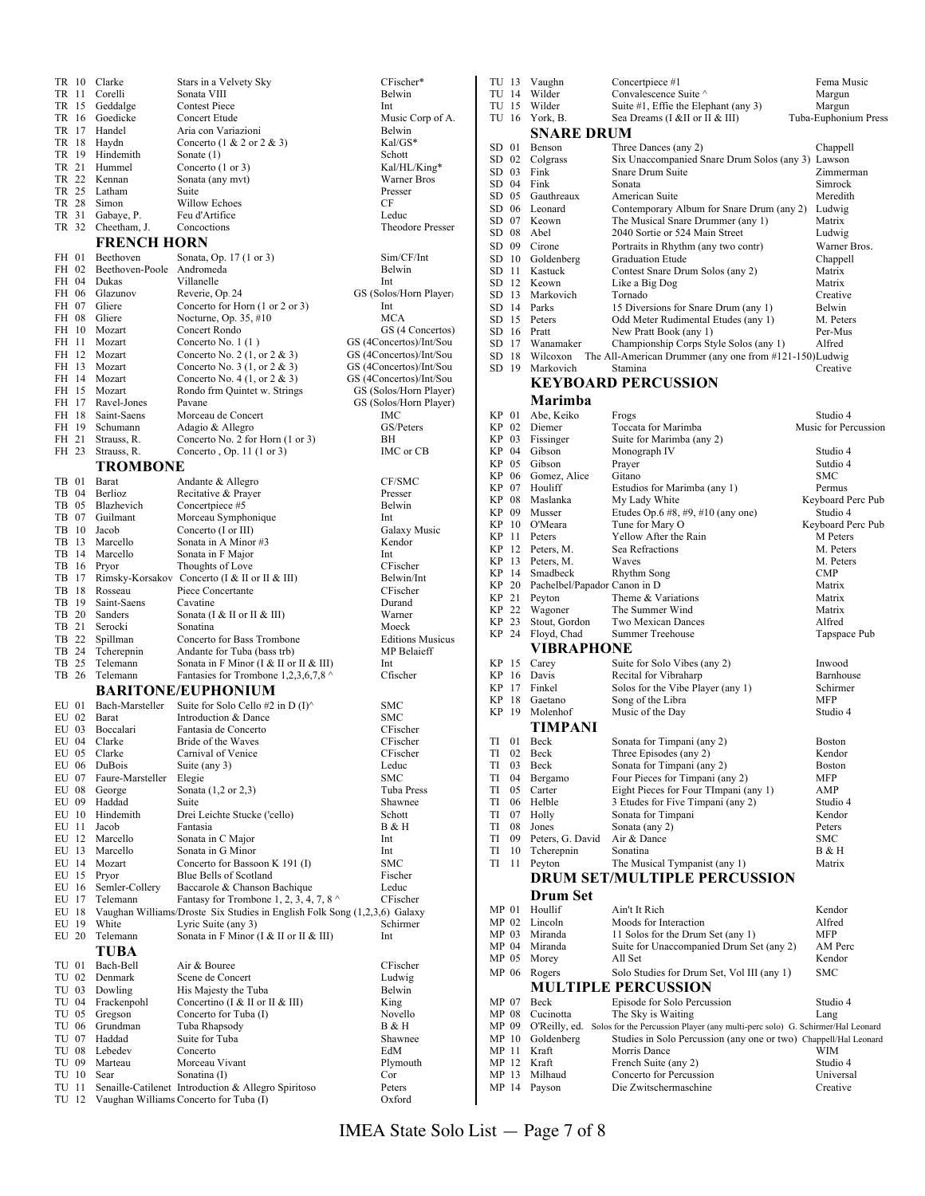| | | | |
|---|---|---|---|
| TR 10 | Clarke | Stars in a Velvety Sky | CFischer* |
| TR 11 | Corelli | Sonata VIII | Belwin |
| TR 15 | Geddalge | Contest Piece | Int |
| TR 16 | Goedicke | Concert Etude | Music Corp of A. |
| TR 17 | Handel | Aria con Variazioni | Belwin |
| TR 18 | Haydn | Concerto (1 & 2 or 2 & 3) | Kal/GS* |
| TR 19 | Hindemith | Sonate (1) | Schott |
| TR 21 | Hummel | Concerto (1 or 3) | Kal/HL/King* |
| TR 22 | Kennan | Sonata (any mvt) | Warner Bros |
| TR 25 | Latham | Suite | Presser |
| TR 28 | Simon | Willow Echoes | CF |
| TR 31 | Gabaye, P. | Feu d'Artifice | Leduc |
| TR 32 | Cheetham, J. | Concoctions | Theodore Presser |

## FRENCH HORN

| | | | |
|---|---|---|---|
| FH 01 | Beethoven | Sonata, Op. 17 (1 or 3) | Sim/CF/Int |
| FH 02 | Beethoven-Poole | Andromeda | Belwin |
| FH 04 | Dukas | Villanelle | Int |
| FH 06 | Glazunov | Reverie, Op. 24 | GS (Solos/Horn Player) |
| FH 07 | Gliere | Concerto for Horn (1 or 2 or 3) | Int |
| FH 08 | Gliere | Nocturne, Op. 35, #10 | MCA |
| FH 10 | Mozart | Concert Rondo | GS (4 Concertos) |
| FH 11 | Mozart | Concerto No. 1 (1 ) | GS (4Concertos)/Int/Sou |
| FH 12 | Mozart | Concerto No. 2 (1, or 2 & 3) | GS (4Concertos)/Int/Sou |
| FH 13 | Mozart | Concerto No. 3 (1, or 2 & 3) | GS (4Concertos)/Int/Sou |
| FH 14 | Mozart | Concerto No. 4 (1, or 2 & 3) | GS (4Concertos)/Int/Sou |
| FH 15 | Mozart | Rondo frm Quintet w. Strings | GS (Solos/Horn Player) |
| FH 17 | Ravel-Jones | Pavane | GS (Solos/Horn Player) |
| FH 18 | Saint-Saens | Morceau de Concert | IMC |
| FH 19 | Schumann | Adagio & Allegro | GS/Peters |
| FH 21 | Strauss, R. | Concerto No. 2 for Horn (1 or 3) | BH |
| FH 23 | Strauss, R. | Concerto , Op. 11 (1 or 3) | IMC or CB |

## TROMBONE

| | | | |
|---|---|---|---|
| TB 01 | Barat | Andante & Allegro | CF/SMC |
| TB 04 | Berlioz | Recitative & Prayer | Presser |
| TB 05 | Blazhevich | Concertpiece #5 | Belwin |
| TB 07 | Guilmant | Morceau Symphonique | Int |
| TB 10 | Jacob | Concerto (I or III) | Galaxy Music |
| TB 13 | Marcello | Sonata in A Minor #3 | Kendor |
| TB 14 | Marcello | Sonata in F Major | Int |
| TB 16 | Pryor | Thoughts of Love | CFischer |
| TB 17 | Rimsky-Korsakov | Concerto (I & II or II & III) | Belwin/Int |
| TB 18 | Rosseau | Piece Concertante | CFischer |
| TB 19 | Saint-Saens | Cavatine | Durand |
| TB 20 | Sanders | Sonata (I & II or II & III) | Warner |
| TB 21 | Serocki | Sonatina | Moeck |
| TB 22 | Spillman | Concerto for Bass Trombone | Editions Musicus |
| TB 24 | Tcherepnin | Andante for Tuba (bass trb) | MP Belaieff |
| TB 25 | Telemann | Sonata in F Minor (I & II or II & III) | Int |
| TB 26 | Telemann | Fantasies for Trombone 1,2,3,6,7,8 ^ | Cfischer |

## BARITONE/EUPHONIUM

| | | | |
|---|---|---|---|
| EU 01 | Bach-Marsteller | Suite for Solo Cello #2 in D (I)^ | SMC |
| EU 02 | Barat | Introduction & Dance | SMC |
| EU 03 | Boccalari | Fantasia de Concerto | CFischer |
| EU 04 | Clarke | Bride of the Waves | CFischer |
| EU 05 | Clarke | Carnival of Venice | CFischer |
| EU 06 | DuBois | Suite (any 3) | Leduc |
| EU 07 | Faure-Marsteller | Elegie | SMC |
| EU 08 | George | Sonata (1,2 or 2,3) | Tuba Press |
| EU 09 | Haddad | Suite | Shawnee |
| EU 10 | Hindemith | Drei Leichte Stucke ('cello) | Schott |
| EU 11 | Jacob | Fantasia | B & H |
| EU 12 | Marcello | Sonata in C Major | Int |
| EU 13 | Marcello | Sonata in G Minor | Int |
| EU 14 | Mozart | Concerto for Bassoon K 191 (I) | SMC |
| EU 15 | Pryor | Blue Bells of Scotland | Fischer |
| EU 16 | Semler-Collery | Baccarole & Chanson Bachique | Leduc |
| EU 17 | Telemann | Fantasy for Trombone 1, 2, 3, 4, 7, 8 ^ | CFischer |
| EU 18 | Vaughan Williams/Droste | Six Studies in English Folk Song (1,2,3,6) | Galaxy |
| EU 19 | White | Lyric Suite (any 3) | Schirmer |
| EU 20 | Telemann | Sonata in F Minor (I & II or II & III) | Int |

## TUBA

| | | | |
|---|---|---|---|
| TU 01 | Bach-Bell | Air & Bouree | CFischer |
| TU 02 | Denmark | Scene de Concert | Ludwig |
| TU 03 | Dowling | His Majesty the Tuba | Belwin |
| TU 04 | Frackenpohl | Concertino (I & II or II & III) | King |
| TU 05 | Gregson | Concerto for Tuba (I) | Novello |
| TU 06 | Grundman | Tuba Rhapsody | B & H |
| TU 07 | Haddad | Suite for Tuba | Shawnee |
| TU 08 | Lebedev | Concerto | EdM |
| TU 09 | Marteau | Morceau Vivant | Plymouth |
| TU 10 | Sear | Sonatina (I) | Cor |
| TU 11 | Senaille-Catilenet | Introduction & Allegro Spiritoso | Peters |
| TU 12 | Vaughan Williams | Concerto for Tuba (I) | Oxford |
| TU 13 | Vaughn | Concertpiece #1 | Fema Music |
| TU 14 | Wilder | Convalescence Suite ^ | Margun |
| TU 15 | Wilder | Suite #1, Effie the Elephant (any 3) | Margun |
| TU 16 | York, B. | Sea Dreams (I &II or II & III) | Tuba-Euphonium Press |

## SNARE DRUM

| | | | |
|---|---|---|---|
| SD 01 | Benson | Three Dances (any 2) | Chappell |
| SD 02 | Colgrass | Six Unaccompanied Snare Drum Solos (any 3) | Lawson |
| SD 03 | Fink | Snare Drum Suite | Zimmerman |
| SD 04 | Fink | Sonata | Simrock |
| SD 05 | Gauthreaux | American Suite | Meredith |
| SD 06 | Leonard | Contemporary Album for Snare Drum (any 2) | Ludwig |
| SD 07 | Keown | The Musical Snare Drummer (any 1) | Matrix |
| SD 08 | Abel | 2040 Sortie or 524 Main Street | Ludwig |
| SD 09 | Cirone | Portraits in Rhythm (any two contr) | Warner Bros. |
| SD 10 | Goldenberg | Graduation Etude | Chappell |
| SD 11 | Kastuck | Contest Snare Drum Solos (any 2) | Matrix |
| SD 12 | Keown | Like a Big Dog | Matrix |
| SD 13 | Markovich | Tornado | Creative |
| SD 14 | Parks | 15 Diversions for Snare Drum (any 1) | Belwin |
| SD 15 | Peters | Odd Meter Rudimental Etudes (any 1) | M. Peters |
| SD 16 | Pratt | New Pratt Book (any 1) | Per-Mus |
| SD 17 | Wanamaker | Championship Corps Style Solos (any 1) | Alfred |
| SD 18 | Wilcoxon | The All-American Drummer (any one from #121-150) | Ludwig |
| SD 19 | Markovich | Stamina | Creative |

## KEYBOARD PERCUSSION

### Marimba

| | | | |
|---|---|---|---|
| KP 01 | Abe, Keiko | Frogs | Studio 4 |
| KP 02 | Diemer | Toccata for Marimba | Music for Percussion |
| KP 03 | Fissinger | Suite for Marimba (any 2) | |
| KP 04 | Gibson | Monograph IV | Studio 4 |
| KP 05 | Gibson | Prayer | Sudio 4 |
| KP 06 | Gomez, Alice | Gitano | SMC |
| KP 07 | Houliff | Estudios for Marimba (any 1) | Permus |
| KP 08 | Maslanka | My Lady White | Keyboard Perc Pub |
| KP 09 | Musser | Etudes Op.6 #8, #9, #10 (any one) | Studio 4 |
| KP 10 | O'Meara | Tune for Mary O | Keyboard Perc Pub |
| KP 11 | Peters | Yellow After the Rain | M Peters |
| KP 12 | Peters, M. | Sea Refractions | M. Peters |
| KP 13 | Peters, M. | Waves | M. Peters |
| KP 14 | Smadbeck | Rhythm Song | CMP |
| KP 20 | Pachelbel/Papador | Canon in D | Matrix |
| KP 21 | Peyton | Theme & Variations | Matrix |
| KP 22 | Wagoner | The Summer Wind | Matrix |
| KP 23 | Stout, Gordon | Two Mexican Dances | Alfred |
| KP 24 | Floyd, Chad | Summer Treehouse | Tapspace Pub |

### VIBRAPHONE

| | | | |
|---|---|---|---|
| KP 15 | Carey | Suite for Solo Vibes (any 2) | Inwood |
| KP 16 | Davis | Recital for Vibraharp | Barnhouse |
| KP 17 | Finkel | Solos for the Vibe Player (any 1) | Schirmer |
| KP 18 | Gaetano | Song of the Libra | MFP |
| KP 19 | Molenhof | Music of the Day | Studio 4 |

### TIMPANI

| | | | |
|---|---|---|---|
| TI 01 | Beck | Sonata for Timpani (any 2) | Boston |
| TI 02 | Beck | Three Episodes (any 2) | Kendor |
| TI 03 | Beck | Sonata for Timpani (any 2) | Boston |
| TI 04 | Bergamo | Four Pieces for Timpani (any 2) | MFP |
| TI 05 | Carter | Eight Pieces for Four TImpani (any 1) | AMP |
| TI 06 | Helble | 3 Etudes for Five Timpani (any 2) | Studio 4 |
| TI 07 | Holly | Sonata for Timpani | Kendor |
| TI 08 | Jones | Sonata (any 2) | Peters |
| TI 09 | Peters, G. David | Air & Dance | SMC |
| TI 10 | Tcherepnin | Sonatina | B & H |
| TI 11 | Peyton | The Musical Tympanist (any 1) | Matrix |

## DRUM SET/MULTIPLE PERCUSSION

### Drum Set

| | | | |
|---|---|---|---|
| MP 01 | Houllif | Ain't It Rich | Kendor |
| MP 02 | Lincoln | Moods for Interaction | Alfred |
| MP 03 | Miranda | 11 Solos for the Drum Set (any 1) | MFP |
| MP 04 | Miranda | Suite for Unaccompanied Drum Set (any 2) | AM Perc |
| MP 05 | Morey | All Set | Kendor |
| MP 06 | Rogers | Solo Studies for Drum Set, Vol III (any 1) | SMC |

### MULTIPLE PERCUSSION

| | | | |
|---|---|---|---|
| MP 07 | Beck | Episode for Solo Percussion | Studio 4 |
| MP 08 | Cucinotta | The Sky is Waiting | Lang |
| MP 09 | O'Reilly, ed. | Solos for the Percussion Player (any multi-perc solo) | G. Schirmer/Hal Leonard |
| MP 10 | Goldenberg | Studies in Solo Percussion (any one or two) | Chappell/Hal Leonard |
| MP 11 | Kraft | Morris Dance | WIM |
| MP 12 | Kraft | French Suite (any 2) | Studio 4 |
| MP 13 | Milhaud | Concerto for Percussion | Universal |
| MP 14 | Payson | Die Zwitschermaschine | Creative |